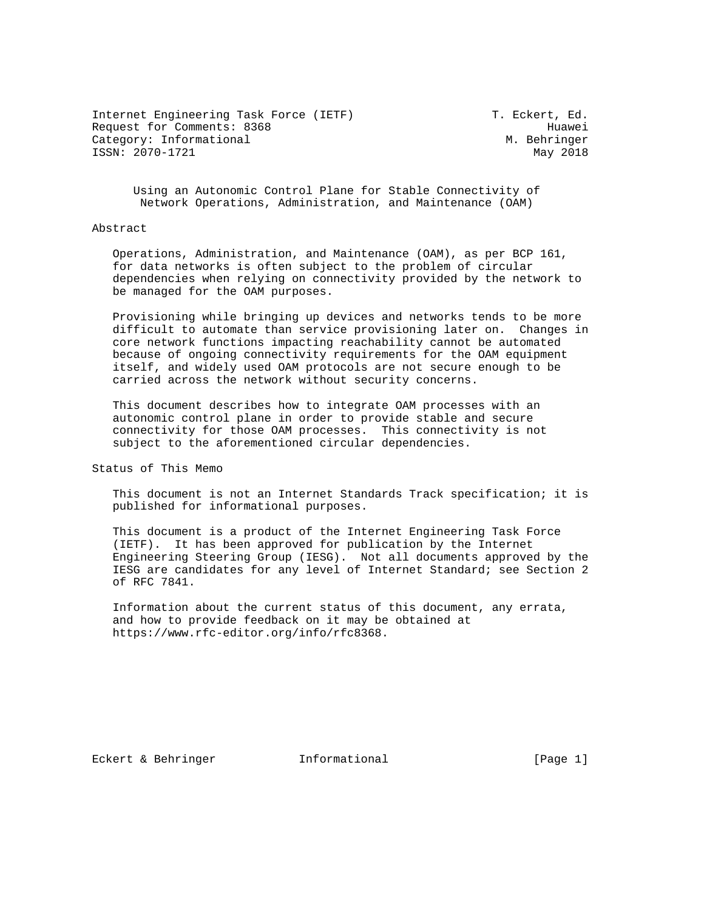Internet Engineering Task Force (IETF) T. Eckert, Ed.
Request for Comments: 8368 Huawei
Category: Informational M. Behringer
ISSN: 2070-1721 May 2018

# Using an Autonomic Control Plane for Stable Connectivity of Network Operations, Administration, and Maintenance (OAM)

## Abstract

Operations, Administration, and Maintenance (OAM), as per BCP 161, for data networks is often subject to the problem of circular dependencies when relying on connectivity provided by the network to be managed for the OAM purposes.

Provisioning while bringing up devices and networks tends to be more difficult to automate than service provisioning later on. Changes in core network functions impacting reachability cannot be automated because of ongoing connectivity requirements for the OAM equipment itself, and widely used OAM protocols are not secure enough to be carried across the network without security concerns.

This document describes how to integrate OAM processes with an autonomic control plane in order to provide stable and secure connectivity for those OAM processes. This connectivity is not subject to the aforementioned circular dependencies.

## Status of This Memo

This document is not an Internet Standards Track specification; it is published for informational purposes.

This document is a product of the Internet Engineering Task Force (IETF). It has been approved for publication by the Internet Engineering Steering Group (IESG). Not all documents approved by the IESG are candidates for any level of Internet Standard; see Section 2 of RFC 7841.

Information about the current status of this document, any errata, and how to provide feedback on it may be obtained at https://www.rfc-editor.org/info/rfc8368.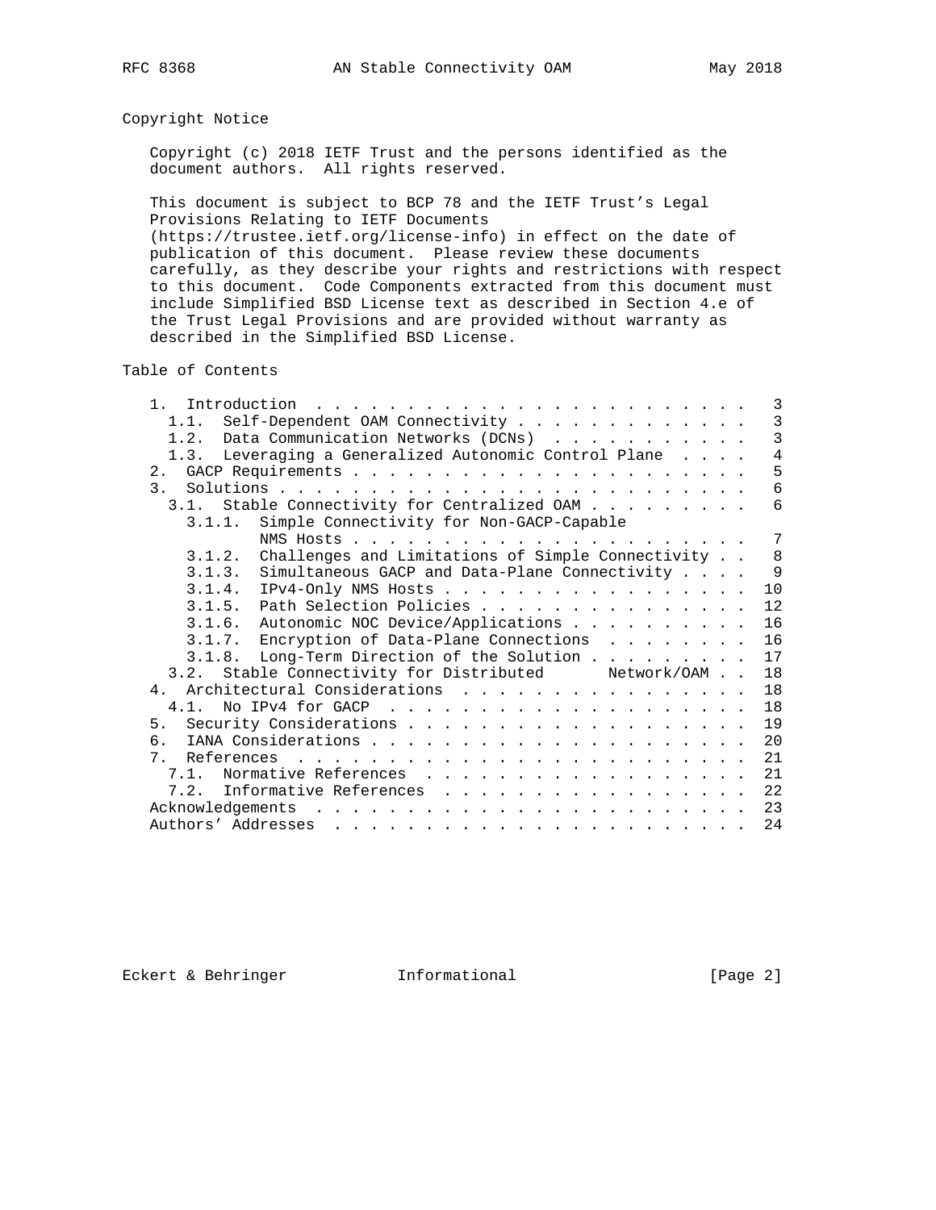## Copyright Notice

Copyright (c) 2018 IETF Trust and the persons identified as the document authors. All rights reserved.

This document is subject to BCP 78 and the IETF Trust's Legal Provisions Relating to IETF Documents (https://trustee.ietf.org/license-info) in effect on the date of publication of this document. Please review these documents carefully, as they describe your rights and restrictions with respect to this document. Code Components extracted from this document must include Simplified BSD License text as described in Section 4.e of the Trust Legal Provisions and are provided without warranty as described in the Simplified BSD License.

## Table of Contents

```
   1.  Introduction  . . . . . . . . . . . . . . . . . . . . . . . .   3
     1.1.  Self-Dependent OAM Connectivity . . . . . . . . . . . . .   3
     1.2.  Data Communication Networks (DCNs)  . . . . . . . . . . .   3
     1.3.  Leveraging a Generalized Autonomic Control Plane  . . . .   4
   2.  GACP Requirements . . . . . . . . . . . . . . . . . . . . . .   5
   3.  Solutions . . . . . . . . . . . . . . . . . . . . . . . . . .   6
     3.1.  Stable Connectivity for Centralized OAM . . . . . . . . .   6
       3.1.1.  Simple Connectivity for Non-GACP-Capable
               NMS Hosts . . . . . . . . . . . . . . . . . . . . . .   7
       3.1.2.  Challenges and Limitations of Simple Connectivity . .   8
       3.1.3.  Simultaneous GACP and Data-Plane Connectivity . . . .   9
       3.1.4.  IPv4-Only NMS Hosts . . . . . . . . . . . . . . . . .  10
       3.1.5.  Path Selection Policies . . . . . . . . . . . . . . .  12
       3.1.6.  Autonomic NOC Device/Applications . . . . . . . . . .  16
       3.1.7.  Encryption of Data-Plane Connections  . . . . . . . .  16
       3.1.8.  Long-Term Direction of the Solution . . . . . . . . .  17
     3.2.  Stable Connectivity for Distributed      Network/OAM . .  18
   4.  Architectural Considerations  . . . . . . . . . . . . . . . .  18
     4.1.  No IPv4 for GACP  . . . . . . . . . . . . . . . . . . . .  18
   5.  Security Considerations . . . . . . . . . . . . . . . . . . .  19
   6.  IANA Considerations . . . . . . . . . . . . . . . . . . . . .  20
   7.  References  . . . . . . . . . . . . . . . . . . . . . . . . .  21
     7.1.  Normative References  . . . . . . . . . . . . . . . . . .  21
     7.2.  Informative References  . . . . . . . . . . . . . . . . .  22
   Acknowledgements  . . . . . . . . . . . . . . . . . . . . . . . .  23
   Authors' Addresses  . . . . . . . . . . . . . . . . . . . . . . .  24
```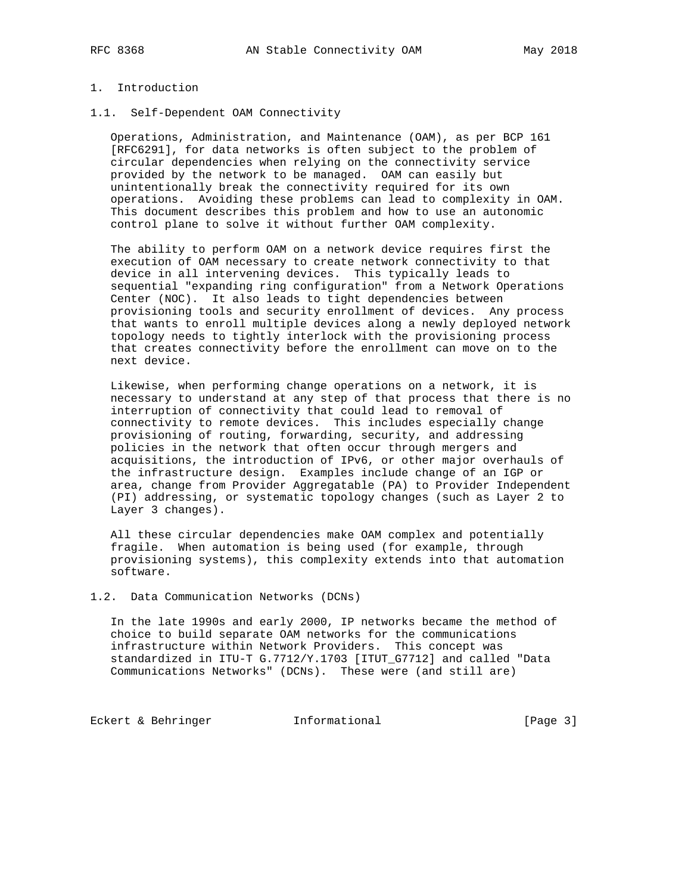# 1. Introduction

## 1.1. Self-Dependent OAM Connectivity

Operations, Administration, and Maintenance (OAM), as per BCP 161 [RFC6291], for data networks is often subject to the problem of circular dependencies when relying on the connectivity service provided by the network to be managed. OAM can easily but unintentionally break the connectivity required for its own operations. Avoiding these problems can lead to complexity in OAM. This document describes this problem and how to use an autonomic control plane to solve it without further OAM complexity.

The ability to perform OAM on a network device requires first the execution of OAM necessary to create network connectivity to that device in all intervening devices. This typically leads to sequential "expanding ring configuration" from a Network Operations Center (NOC). It also leads to tight dependencies between provisioning tools and security enrollment of devices. Any process that wants to enroll multiple devices along a newly deployed network topology needs to tightly interlock with the provisioning process that creates connectivity before the enrollment can move on to the next device.

Likewise, when performing change operations on a network, it is necessary to understand at any step of that process that there is no interruption of connectivity that could lead to removal of connectivity to remote devices. This includes especially change provisioning of routing, forwarding, security, and addressing policies in the network that often occur through mergers and acquisitions, the introduction of IPv6, or other major overhauls of the infrastructure design. Examples include change of an IGP or area, change from Provider Aggregatable (PA) to Provider Independent (PI) addressing, or systematic topology changes (such as Layer 2 to Layer 3 changes).

All these circular dependencies make OAM complex and potentially fragile. When automation is being used (for example, through provisioning systems), this complexity extends into that automation software.

## 1.2. Data Communication Networks (DCNs)

In the late 1990s and early 2000, IP networks became the method of choice to build separate OAM networks for the communications infrastructure within Network Providers. This concept was standardized in ITU-T G.7712/Y.1703 [ITUT_G7712] and called "Data Communications Networks" (DCNs). These were (and still are)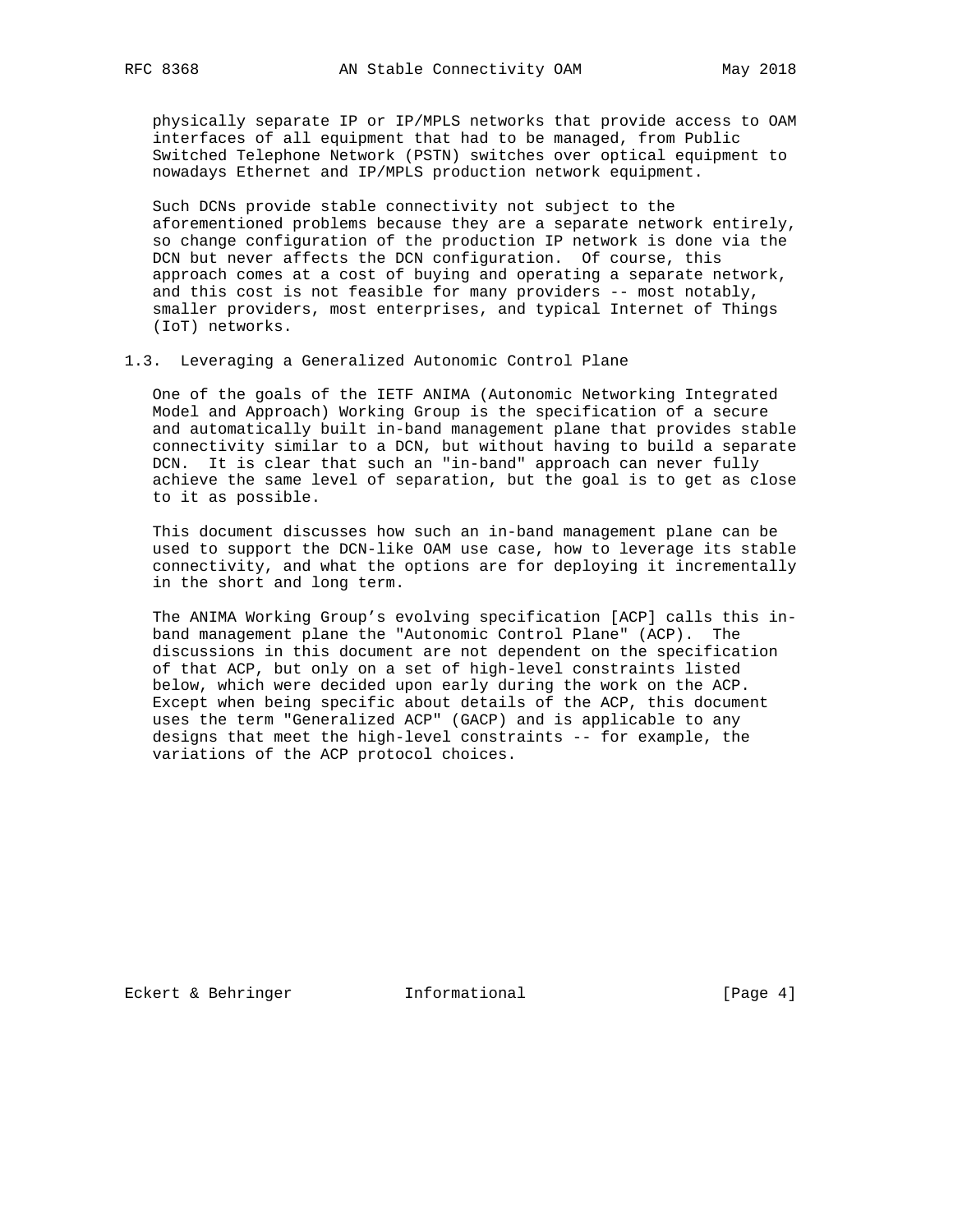physically separate IP or IP/MPLS networks that provide access to OAM interfaces of all equipment that had to be managed, from Public Switched Telephone Network (PSTN) switches over optical equipment to nowadays Ethernet and IP/MPLS production network equipment.

Such DCNs provide stable connectivity not subject to the aforementioned problems because they are a separate network entirely, so change configuration of the production IP network is done via the DCN but never affects the DCN configuration. Of course, this approach comes at a cost of buying and operating a separate network, and this cost is not feasible for many providers -- most notably, smaller providers, most enterprises, and typical Internet of Things (IoT) networks.

## 1.3. Leveraging a Generalized Autonomic Control Plane

One of the goals of the IETF ANIMA (Autonomic Networking Integrated Model and Approach) Working Group is the specification of a secure and automatically built in-band management plane that provides stable connectivity similar to a DCN, but without having to build a separate DCN. It is clear that such an "in-band" approach can never fully achieve the same level of separation, but the goal is to get as close to it as possible.

This document discusses how such an in-band management plane can be used to support the DCN-like OAM use case, how to leverage its stable connectivity, and what the options are for deploying it incrementally in the short and long term.

The ANIMA Working Group's evolving specification [ACP] calls this in-band management plane the "Autonomic Control Plane" (ACP). The discussions in this document are not dependent on the specification of that ACP, but only on a set of high-level constraints listed below, which were decided upon early during the work on the ACP. Except when being specific about details of the ACP, this document uses the term "Generalized ACP" (GACP) and is applicable to any designs that meet the high-level constraints -- for example, the variations of the ACP protocol choices.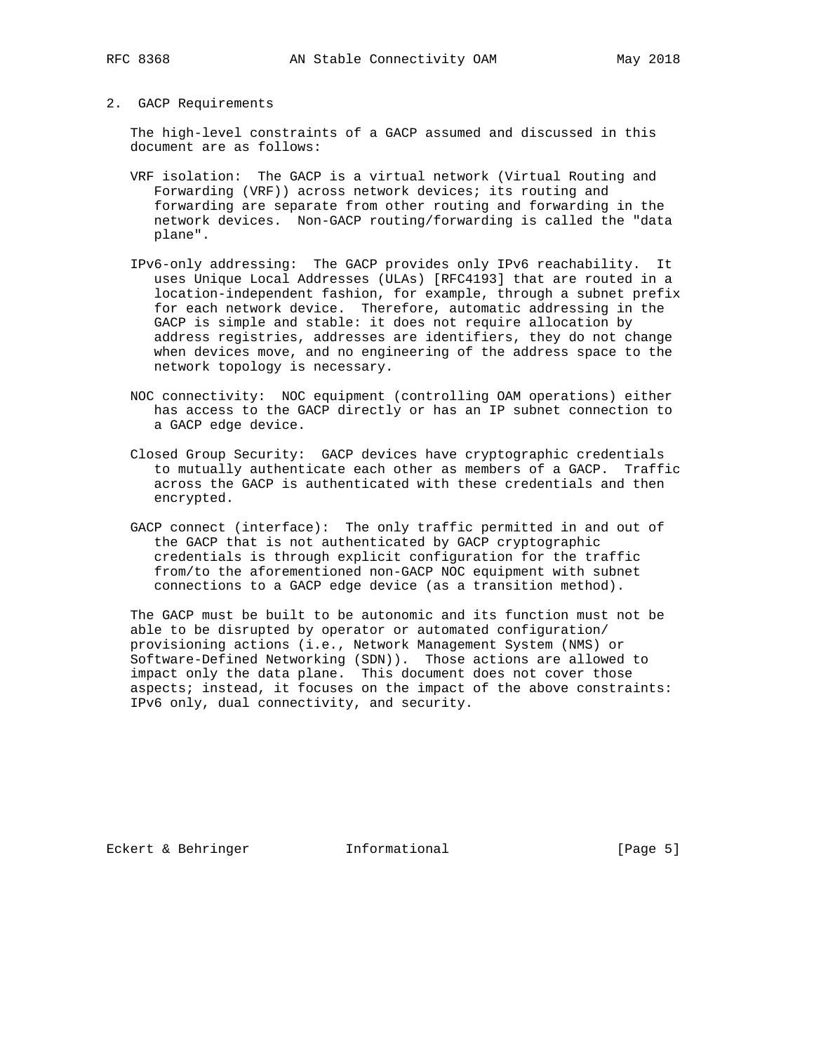## 2. GACP Requirements

The high-level constraints of a GACP assumed and discussed in this document are as follows:

VRF isolation: The GACP is a virtual network (Virtual Routing and Forwarding (VRF)) across network devices; its routing and forwarding are separate from other routing and forwarding in the network devices. Non-GACP routing/forwarding is called the "data plane".

IPv6-only addressing: The GACP provides only IPv6 reachability. It uses Unique Local Addresses (ULAs) [RFC4193] that are routed in a location-independent fashion, for example, through a subnet prefix for each network device. Therefore, automatic addressing in the GACP is simple and stable: it does not require allocation by address registries, addresses are identifiers, they do not change when devices move, and no engineering of the address space to the network topology is necessary.

NOC connectivity: NOC equipment (controlling OAM operations) either has access to the GACP directly or has an IP subnet connection to a GACP edge device.

Closed Group Security: GACP devices have cryptographic credentials to mutually authenticate each other as members of a GACP. Traffic across the GACP is authenticated with these credentials and then encrypted.

GACP connect (interface): The only traffic permitted in and out of the GACP that is not authenticated by GACP cryptographic credentials is through explicit configuration for the traffic from/to the aforementioned non-GACP NOC equipment with subnet connections to a GACP edge device (as a transition method).

The GACP must be built to be autonomic and its function must not be able to be disrupted by operator or automated configuration/provisioning actions (i.e., Network Management System (NMS) or Software-Defined Networking (SDN)). Those actions are allowed to impact only the data plane. This document does not cover those aspects; instead, it focuses on the impact of the above constraints: IPv6 only, dual connectivity, and security.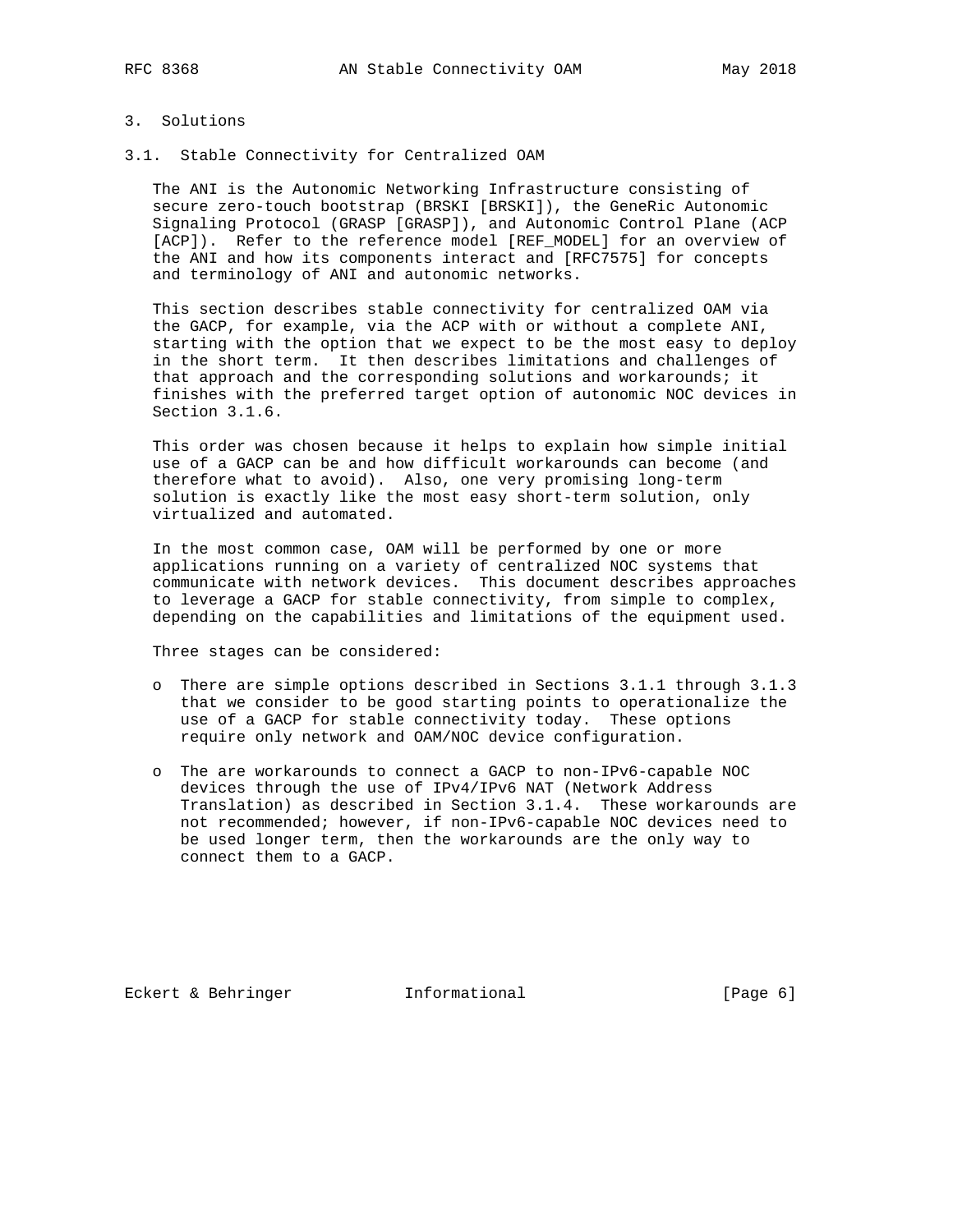# 3. Solutions

## 3.1. Stable Connectivity for Centralized OAM

The ANI is the Autonomic Networking Infrastructure consisting of secure zero-touch bootstrap (BRSKI [BRSKI]), the GeneRic Autonomic Signaling Protocol (GRASP [GRASP]), and Autonomic Control Plane (ACP [ACP]). Refer to the reference model [REF_MODEL] for an overview of the ANI and how its components interact and [RFC7575] for concepts and terminology of ANI and autonomic networks.

This section describes stable connectivity for centralized OAM via the GACP, for example, via the ACP with or without a complete ANI, starting with the option that we expect to be the most easy to deploy in the short term. It then describes limitations and challenges of that approach and the corresponding solutions and workarounds; it finishes with the preferred target option of autonomic NOC devices in Section 3.1.6.

This order was chosen because it helps to explain how simple initial use of a GACP can be and how difficult workarounds can become (and therefore what to avoid). Also, one very promising long-term solution is exactly like the most easy short-term solution, only virtualized and automated.

In the most common case, OAM will be performed by one or more applications running on a variety of centralized NOC systems that communicate with network devices. This document describes approaches to leverage a GACP for stable connectivity, from simple to complex, depending on the capabilities and limitations of the equipment used.

Three stages can be considered:

- There are simple options described in Sections 3.1.1 through 3.1.3 that we consider to be good starting points to operationalize the use of a GACP for stable connectivity today. These options require only network and OAM/NOC device configuration.

- The are workarounds to connect a GACP to non-IPv6-capable NOC devices through the use of IPv4/IPv6 NAT (Network Address Translation) as described in Section 3.1.4. These workarounds are not recommended; however, if non-IPv6-capable NOC devices need to be used longer term, then the workarounds are the only way to connect them to a GACP.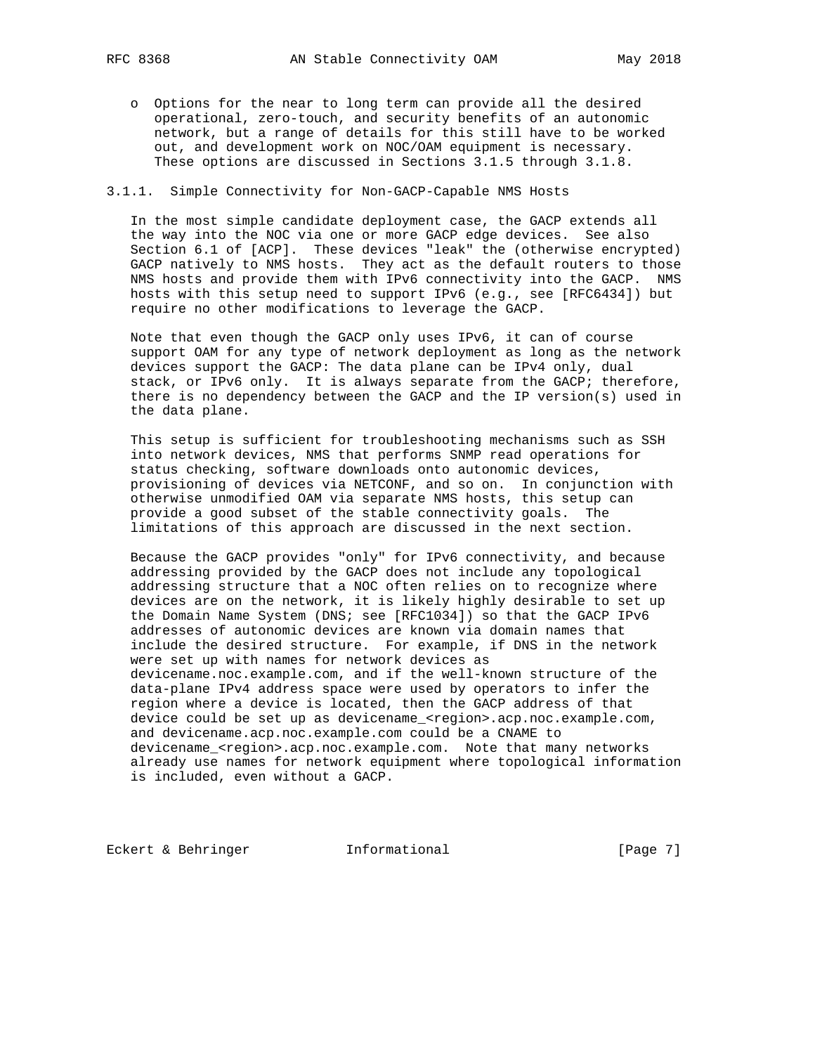- Options for the near to long term can provide all the desired operational, zero-touch, and security benefits of an autonomic network, but a range of details for this still have to be worked out, and development work on NOC/OAM equipment is necessary. These options are discussed in Sections 3.1.5 through 3.1.8.

### 3.1.1. Simple Connectivity for Non-GACP-Capable NMS Hosts

In the most simple candidate deployment case, the GACP extends all the way into the NOC via one or more GACP edge devices. See also Section 6.1 of [ACP]. These devices "leak" the (otherwise encrypted) GACP natively to NMS hosts. They act as the default routers to those NMS hosts and provide them with IPv6 connectivity into the GACP. NMS hosts with this setup need to support IPv6 (e.g., see [RFC6434]) but require no other modifications to leverage the GACP.

Note that even though the GACP only uses IPv6, it can of course support OAM for any type of network deployment as long as the network devices support the GACP: The data plane can be IPv4 only, dual stack, or IPv6 only. It is always separate from the GACP; therefore, there is no dependency between the GACP and the IP version(s) used in the data plane.

This setup is sufficient for troubleshooting mechanisms such as SSH into network devices, NMS that performs SNMP read operations for status checking, software downloads onto autonomic devices, provisioning of devices via NETCONF, and so on. In conjunction with otherwise unmodified OAM via separate NMS hosts, this setup can provide a good subset of the stable connectivity goals. The limitations of this approach are discussed in the next section.

Because the GACP provides "only" for IPv6 connectivity, and because addressing provided by the GACP does not include any topological addressing structure that a NOC often relies on to recognize where devices are on the network, it is likely highly desirable to set up the Domain Name System (DNS; see [RFC1034]) so that the GACP IPv6 addresses of autonomic devices are known via domain names that include the desired structure. For example, if DNS in the network were set up with names for network devices as devicename.noc.example.com, and if the well-known structure of the data-plane IPv4 address space were used by operators to infer the region where a device is located, then the GACP address of that device could be set up as devicename_<region>.acp.noc.example.com, and devicename.acp.noc.example.com could be a CNAME to devicename_<region>.acp.noc.example.com. Note that many networks already use names for network equipment where topological information is included, even without a GACP.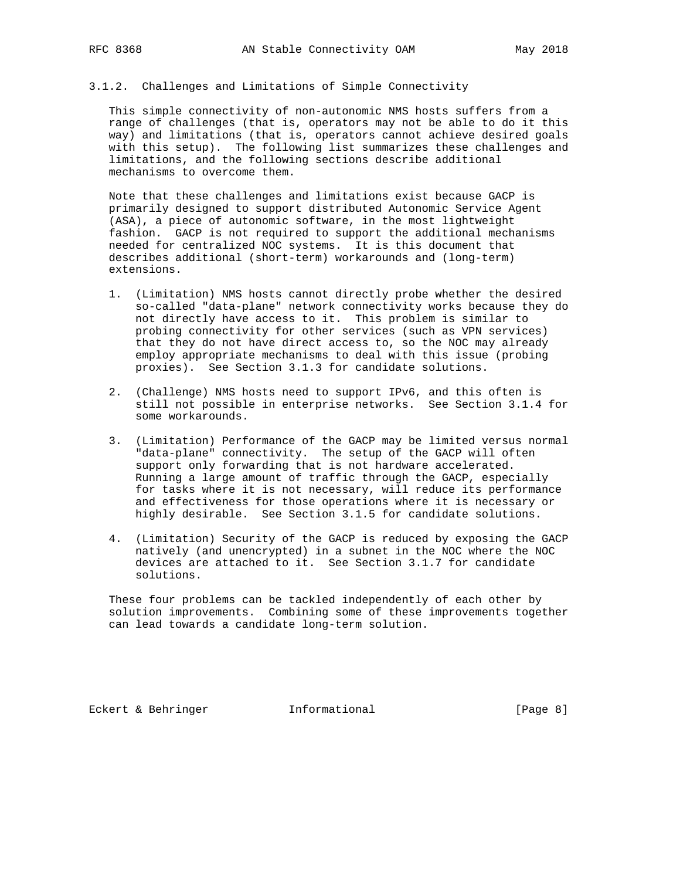### 3.1.2. Challenges and Limitations of Simple Connectivity

This simple connectivity of non-autonomic NMS hosts suffers from a range of challenges (that is, operators may not be able to do it this way) and limitations (that is, operators cannot achieve desired goals with this setup). The following list summarizes these challenges and limitations, and the following sections describe additional mechanisms to overcome them.

Note that these challenges and limitations exist because GACP is primarily designed to support distributed Autonomic Service Agent (ASA), a piece of autonomic software, in the most lightweight fashion. GACP is not required to support the additional mechanisms needed for centralized NOC systems. It is this document that describes additional (short-term) workarounds and (long-term) extensions.

1. (Limitation) NMS hosts cannot directly probe whether the desired so-called "data-plane" network connectivity works because they do not directly have access to it. This problem is similar to probing connectivity for other services (such as VPN services) that they do not have direct access to, so the NOC may already employ appropriate mechanisms to deal with this issue (probing proxies). See Section 3.1.3 for candidate solutions.

2. (Challenge) NMS hosts need to support IPv6, and this often is still not possible in enterprise networks. See Section 3.1.4 for some workarounds.

3. (Limitation) Performance of the GACP may be limited versus normal "data-plane" connectivity. The setup of the GACP will often support only forwarding that is not hardware accelerated. Running a large amount of traffic through the GACP, especially for tasks where it is not necessary, will reduce its performance and effectiveness for those operations where it is necessary or highly desirable. See Section 3.1.5 for candidate solutions.

4. (Limitation) Security of the GACP is reduced by exposing the GACP natively (and unencrypted) in a subnet in the NOC where the NOC devices are attached to it. See Section 3.1.7 for candidate solutions.

These four problems can be tackled independently of each other by solution improvements. Combining some of these improvements together can lead towards a candidate long-term solution.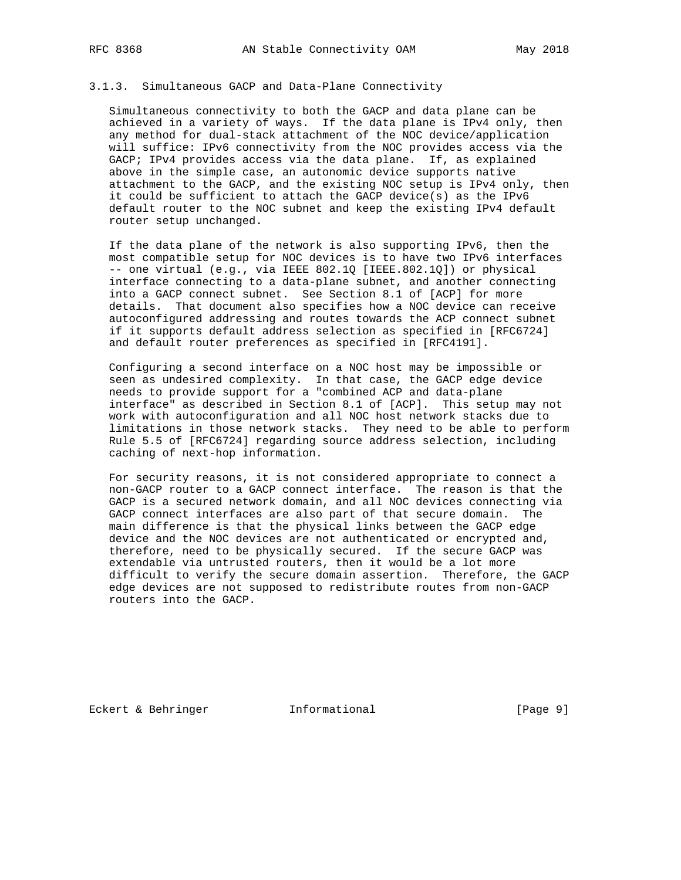### 3.1.3. Simultaneous GACP and Data-Plane Connectivity

Simultaneous connectivity to both the GACP and data plane can be achieved in a variety of ways. If the data plane is IPv4 only, then any method for dual-stack attachment of the NOC device/application will suffice: IPv6 connectivity from the NOC provides access via the GACP; IPv4 provides access via the data plane. If, as explained above in the simple case, an autonomic device supports native attachment to the GACP, and the existing NOC setup is IPv4 only, then it could be sufficient to attach the GACP device(s) as the IPv6 default router to the NOC subnet and keep the existing IPv4 default router setup unchanged.

If the data plane of the network is also supporting IPv6, then the most compatible setup for NOC devices is to have two IPv6 interfaces -- one virtual (e.g., via IEEE 802.1Q [IEEE.802.1Q]) or physical interface connecting to a data-plane subnet, and another connecting into a GACP connect subnet. See Section 8.1 of [ACP] for more details. That document also specifies how a NOC device can receive autoconfigured addressing and routes towards the ACP connect subnet if it supports default address selection as specified in [RFC6724] and default router preferences as specified in [RFC4191].

Configuring a second interface on a NOC host may be impossible or seen as undesired complexity. In that case, the GACP edge device needs to provide support for a "combined ACP and data-plane interface" as described in Section 8.1 of [ACP]. This setup may not work with autoconfiguration and all NOC host network stacks due to limitations in those network stacks. They need to be able to perform Rule 5.5 of [RFC6724] regarding source address selection, including caching of next-hop information.

For security reasons, it is not considered appropriate to connect a non-GACP router to a GACP connect interface. The reason is that the GACP is a secured network domain, and all NOC devices connecting via GACP connect interfaces are also part of that secure domain. The main difference is that the physical links between the GACP edge device and the NOC devices are not authenticated or encrypted and, therefore, need to be physically secured. If the secure GACP was extendable via untrusted routers, then it would be a lot more difficult to verify the secure domain assertion. Therefore, the GACP edge devices are not supposed to redistribute routes from non-GACP routers into the GACP.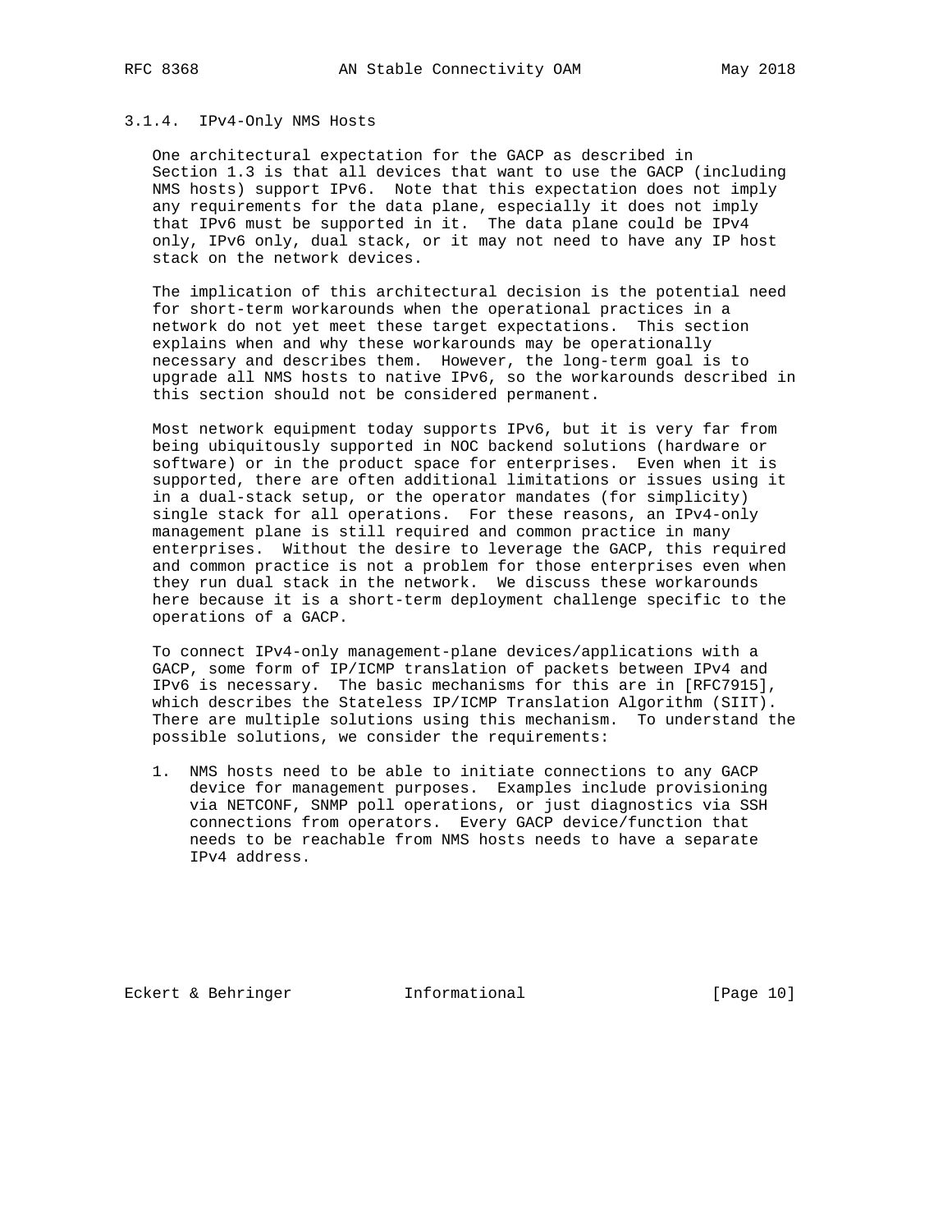#### 3.1.4. IPv4-Only NMS Hosts

One architectural expectation for the GACP as described in Section 1.3 is that all devices that want to use the GACP (including NMS hosts) support IPv6. Note that this expectation does not imply any requirements for the data plane, especially it does not imply that IPv6 must be supported in it. The data plane could be IPv4 only, IPv6 only, dual stack, or it may not need to have any IP host stack on the network devices.

The implication of this architectural decision is the potential need for short-term workarounds when the operational practices in a network do not yet meet these target expectations. This section explains when and why these workarounds may be operationally necessary and describes them. However, the long-term goal is to upgrade all NMS hosts to native IPv6, so the workarounds described in this section should not be considered permanent.

Most network equipment today supports IPv6, but it is very far from being ubiquitously supported in NOC backend solutions (hardware or software) or in the product space for enterprises. Even when it is supported, there are often additional limitations or issues using it in a dual-stack setup, or the operator mandates (for simplicity) single stack for all operations. For these reasons, an IPv4-only management plane is still required and common practice in many enterprises. Without the desire to leverage the GACP, this required and common practice is not a problem for those enterprises even when they run dual stack in the network. We discuss these workarounds here because it is a short-term deployment challenge specific to the operations of a GACP.

To connect IPv4-only management-plane devices/applications with a GACP, some form of IP/ICMP translation of packets between IPv4 and IPv6 is necessary. The basic mechanisms for this are in [RFC7915], which describes the Stateless IP/ICMP Translation Algorithm (SIIT). There are multiple solutions using this mechanism. To understand the possible solutions, we consider the requirements:

1. NMS hosts need to be able to initiate connections to any GACP device for management purposes. Examples include provisioning via NETCONF, SNMP poll operations, or just diagnostics via SSH connections from operators. Every GACP device/function that needs to be reachable from NMS hosts needs to have a separate IPv4 address.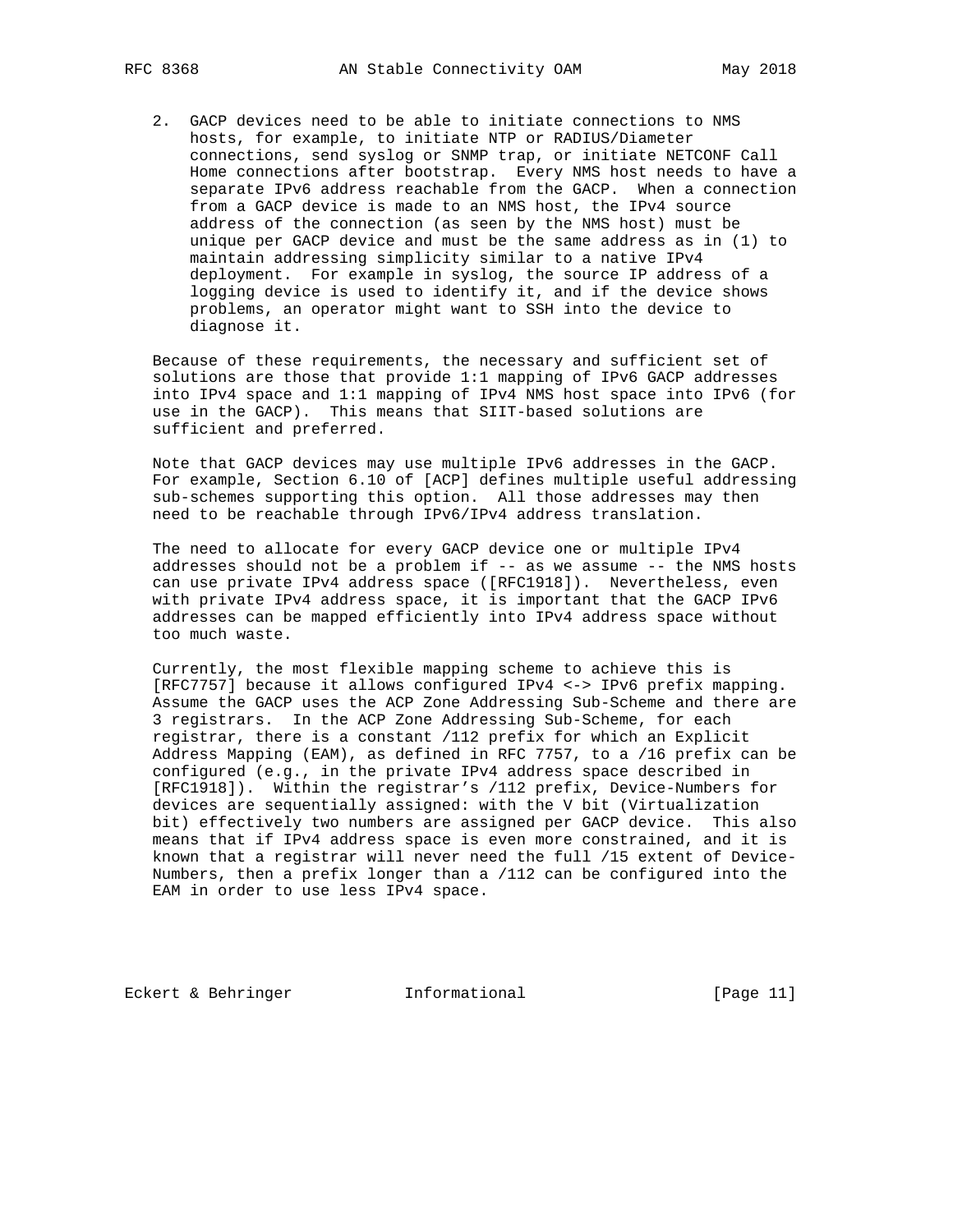2. GACP devices need to be able to initiate connections to NMS hosts, for example, to initiate NTP or RADIUS/Diameter connections, send syslog or SNMP trap, or initiate NETCONF Call Home connections after bootstrap. Every NMS host needs to have a separate IPv6 address reachable from the GACP. When a connection from a GACP device is made to an NMS host, the IPv4 source address of the connection (as seen by the NMS host) must be unique per GACP device and must be the same address as in (1) to maintain addressing simplicity similar to a native IPv4 deployment. For example in syslog, the source IP address of a logging device is used to identify it, and if the device shows problems, an operator might want to SSH into the device to diagnose it.

Because of these requirements, the necessary and sufficient set of solutions are those that provide 1:1 mapping of IPv6 GACP addresses into IPv4 space and 1:1 mapping of IPv4 NMS host space into IPv6 (for use in the GACP). This means that SIIT-based solutions are sufficient and preferred.

Note that GACP devices may use multiple IPv6 addresses in the GACP. For example, Section 6.10 of [ACP] defines multiple useful addressing sub-schemes supporting this option. All those addresses may then need to be reachable through IPv6/IPv4 address translation.

The need to allocate for every GACP device one or multiple IPv4 addresses should not be a problem if -- as we assume -- the NMS hosts can use private IPv4 address space ([RFC1918]). Nevertheless, even with private IPv4 address space, it is important that the GACP IPv6 addresses can be mapped efficiently into IPv4 address space without too much waste.

Currently, the most flexible mapping scheme to achieve this is [RFC7757] because it allows configured IPv4 <-> IPv6 prefix mapping. Assume the GACP uses the ACP Zone Addressing Sub-Scheme and there are 3 registrars. In the ACP Zone Addressing Sub-Scheme, for each registrar, there is a constant /112 prefix for which an Explicit Address Mapping (EAM), as defined in RFC 7757, to a /16 prefix can be configured (e.g., in the private IPv4 address space described in [RFC1918]). Within the registrar's /112 prefix, Device-Numbers for devices are sequentially assigned: with the V bit (Virtualization bit) effectively two numbers are assigned per GACP device. This also means that if IPv4 address space is even more constrained, and it is known that a registrar will never need the full /15 extent of Device-Numbers, then a prefix longer than a /112 can be configured into the EAM in order to use less IPv4 space.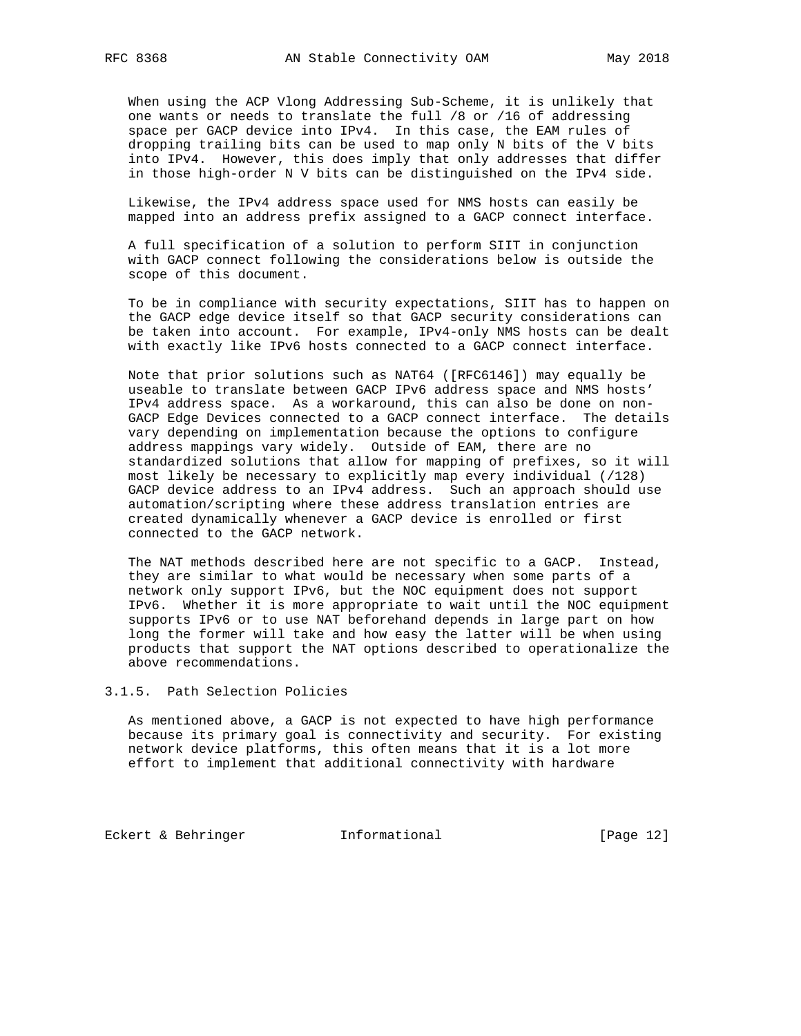When using the ACP Vlong Addressing Sub-Scheme, it is unlikely that one wants or needs to translate the full /8 or /16 of addressing space per GACP device into IPv4. In this case, the EAM rules of dropping trailing bits can be used to map only N bits of the V bits into IPv4. However, this does imply that only addresses that differ in those high-order N V bits can be distinguished on the IPv4 side.

Likewise, the IPv4 address space used for NMS hosts can easily be mapped into an address prefix assigned to a GACP connect interface.

A full specification of a solution to perform SIIT in conjunction with GACP connect following the considerations below is outside the scope of this document.

To be in compliance with security expectations, SIIT has to happen on the GACP edge device itself so that GACP security considerations can be taken into account. For example, IPv4-only NMS hosts can be dealt with exactly like IPv6 hosts connected to a GACP connect interface.

Note that prior solutions such as NAT64 ([RFC6146]) may equally be useable to translate between GACP IPv6 address space and NMS hosts' IPv4 address space. As a workaround, this can also be done on non-GACP Edge Devices connected to a GACP connect interface. The details vary depending on implementation because the options to configure address mappings vary widely. Outside of EAM, there are no standardized solutions that allow for mapping of prefixes, so it will most likely be necessary to explicitly map every individual (/128) GACP device address to an IPv4 address. Such an approach should use automation/scripting where these address translation entries are created dynamically whenever a GACP device is enrolled or first connected to the GACP network.

The NAT methods described here are not specific to a GACP. Instead, they are similar to what would be necessary when some parts of a network only support IPv6, but the NOC equipment does not support IPv6. Whether it is more appropriate to wait until the NOC equipment supports IPv6 or to use NAT beforehand depends in large part on how long the former will take and how easy the latter will be when using products that support the NAT options described to operationalize the above recommendations.

### 3.1.5. Path Selection Policies

As mentioned above, a GACP is not expected to have high performance because its primary goal is connectivity and security. For existing network device platforms, this often means that it is a lot more effort to implement that additional connectivity with hardware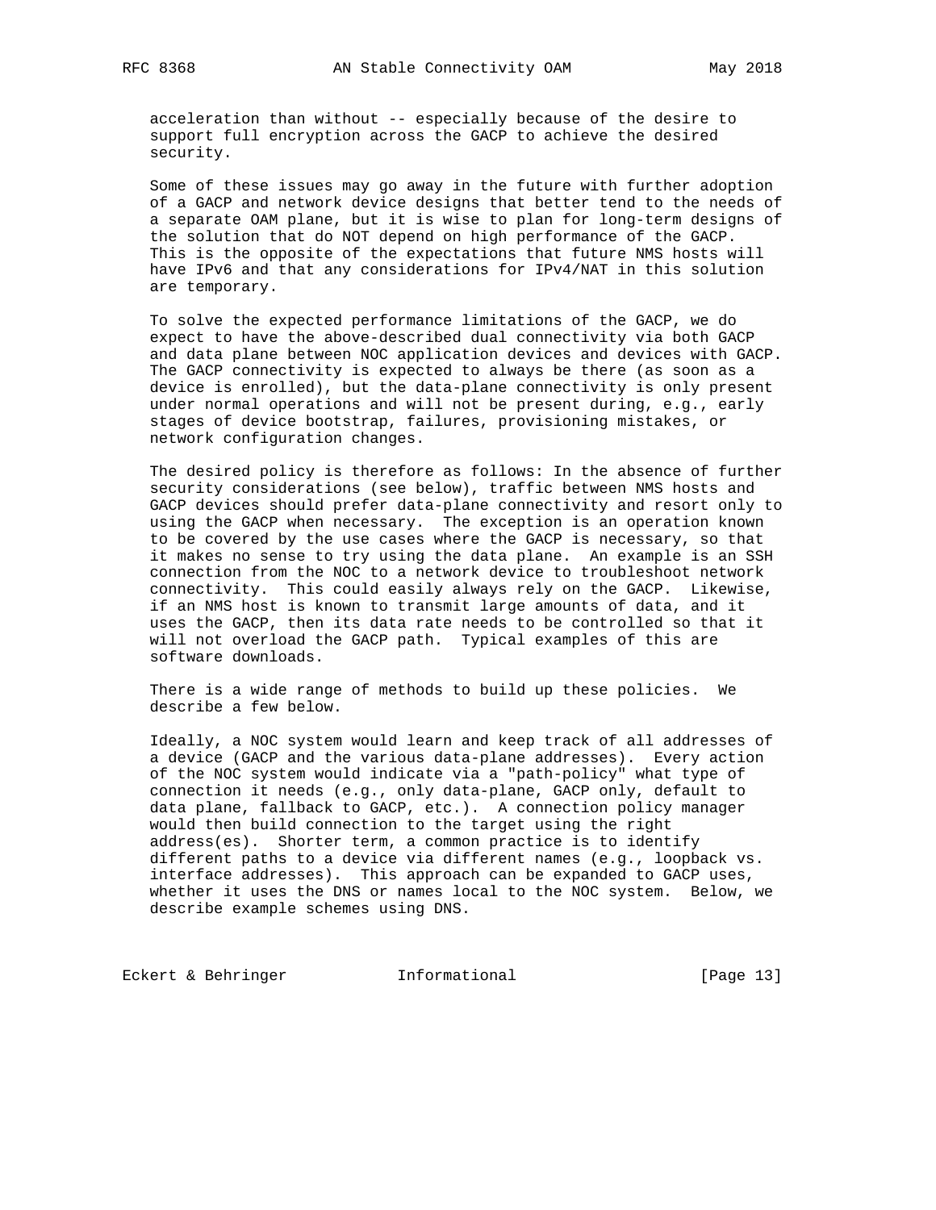acceleration than without -- especially because of the desire to support full encryption across the GACP to achieve the desired security.

Some of these issues may go away in the future with further adoption of a GACP and network device designs that better tend to the needs of a separate OAM plane, but it is wise to plan for long-term designs of the solution that do NOT depend on high performance of the GACP. This is the opposite of the expectations that future NMS hosts will have IPv6 and that any considerations for IPv4/NAT in this solution are temporary.

To solve the expected performance limitations of the GACP, we do expect to have the above-described dual connectivity via both GACP and data plane between NOC application devices and devices with GACP. The GACP connectivity is expected to always be there (as soon as a device is enrolled), but the data-plane connectivity is only present under normal operations and will not be present during, e.g., early stages of device bootstrap, failures, provisioning mistakes, or network configuration changes.

The desired policy is therefore as follows: In the absence of further security considerations (see below), traffic between NMS hosts and GACP devices should prefer data-plane connectivity and resort only to using the GACP when necessary. The exception is an operation known to be covered by the use cases where the GACP is necessary, so that it makes no sense to try using the data plane. An example is an SSH connection from the NOC to a network device to troubleshoot network connectivity. This could easily always rely on the GACP. Likewise, if an NMS host is known to transmit large amounts of data, and it uses the GACP, then its data rate needs to be controlled so that it will not overload the GACP path. Typical examples of this are software downloads.

There is a wide range of methods to build up these policies. We describe a few below.

Ideally, a NOC system would learn and keep track of all addresses of a device (GACP and the various data-plane addresses). Every action of the NOC system would indicate via a "path-policy" what type of connection it needs (e.g., only data-plane, GACP only, default to data plane, fallback to GACP, etc.). A connection policy manager would then build connection to the target using the right address(es). Shorter term, a common practice is to identify different paths to a device via different names (e.g., loopback vs. interface addresses). This approach can be expanded to GACP uses, whether it uses the DNS or names local to the NOC system. Below, we describe example schemes using DNS.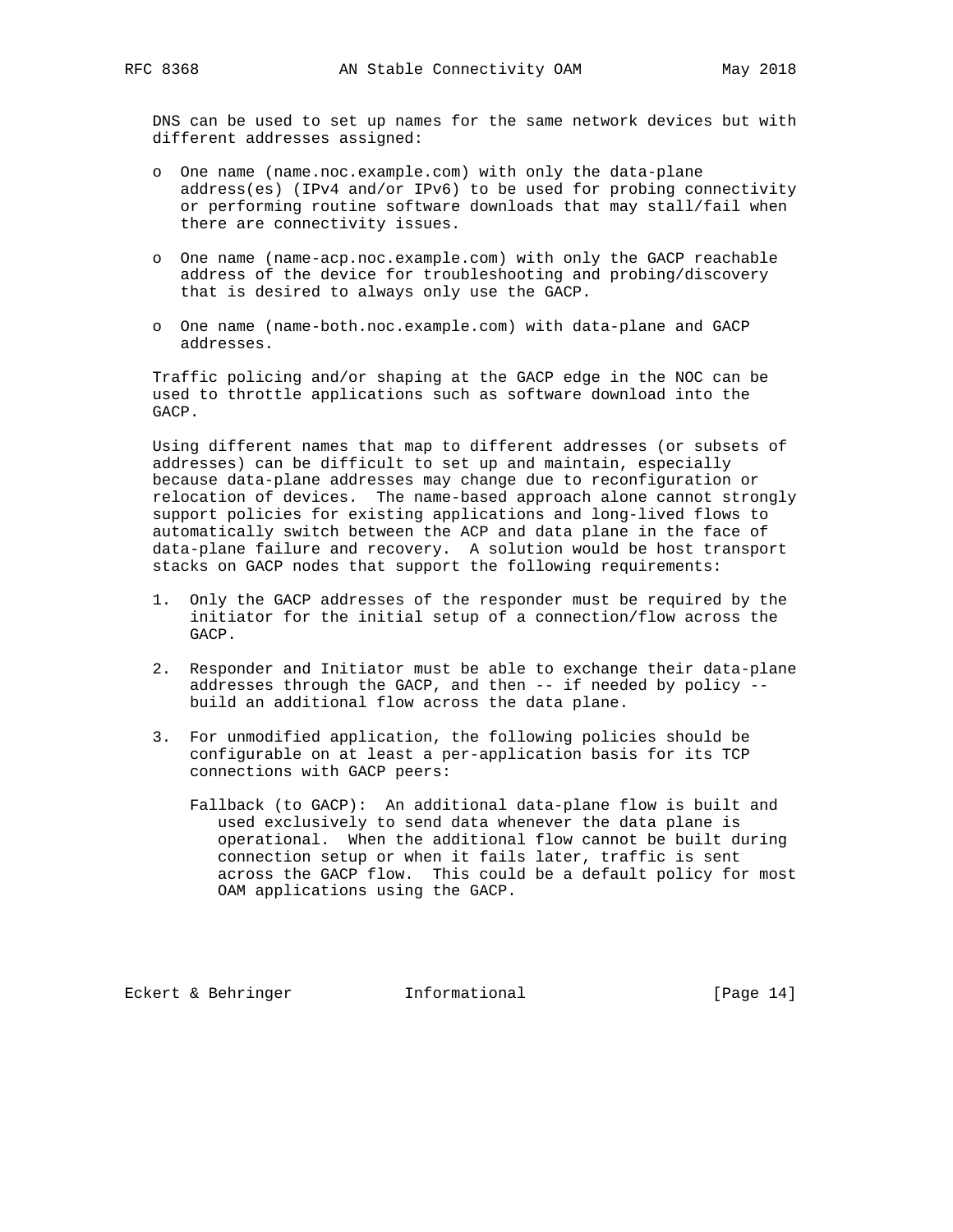DNS can be used to set up names for the same network devices but with different addresses assigned:

- One name (name.noc.example.com) with only the data-plane address(es) (IPv4 and/or IPv6) to be used for probing connectivity or performing routine software downloads that may stall/fail when there are connectivity issues.

- One name (name-acp.noc.example.com) with only the GACP reachable address of the device for troubleshooting and probing/discovery that is desired to always only use the GACP.

- One name (name-both.noc.example.com) with data-plane and GACP addresses.

Traffic policing and/or shaping at the GACP edge in the NOC can be used to throttle applications such as software download into the GACP.

Using different names that map to different addresses (or subsets of addresses) can be difficult to set up and maintain, especially because data-plane addresses may change due to reconfiguration or relocation of devices. The name-based approach alone cannot strongly support policies for existing applications and long-lived flows to automatically switch between the ACP and data plane in the face of data-plane failure and recovery. A solution would be host transport stacks on GACP nodes that support the following requirements:

1. Only the GACP addresses of the responder must be required by the initiator for the initial setup of a connection/flow across the GACP.

2. Responder and Initiator must be able to exchange their data-plane addresses through the GACP, and then -- if needed by policy -- build an additional flow across the data plane.

3. For unmodified application, the following policies should be configurable on at least a per-application basis for its TCP connections with GACP peers:

   Fallback (to GACP): An additional data-plane flow is built and used exclusively to send data whenever the data plane is operational. When the additional flow cannot be built during connection setup or when it fails later, traffic is sent across the GACP flow. This could be a default policy for most OAM applications using the GACP.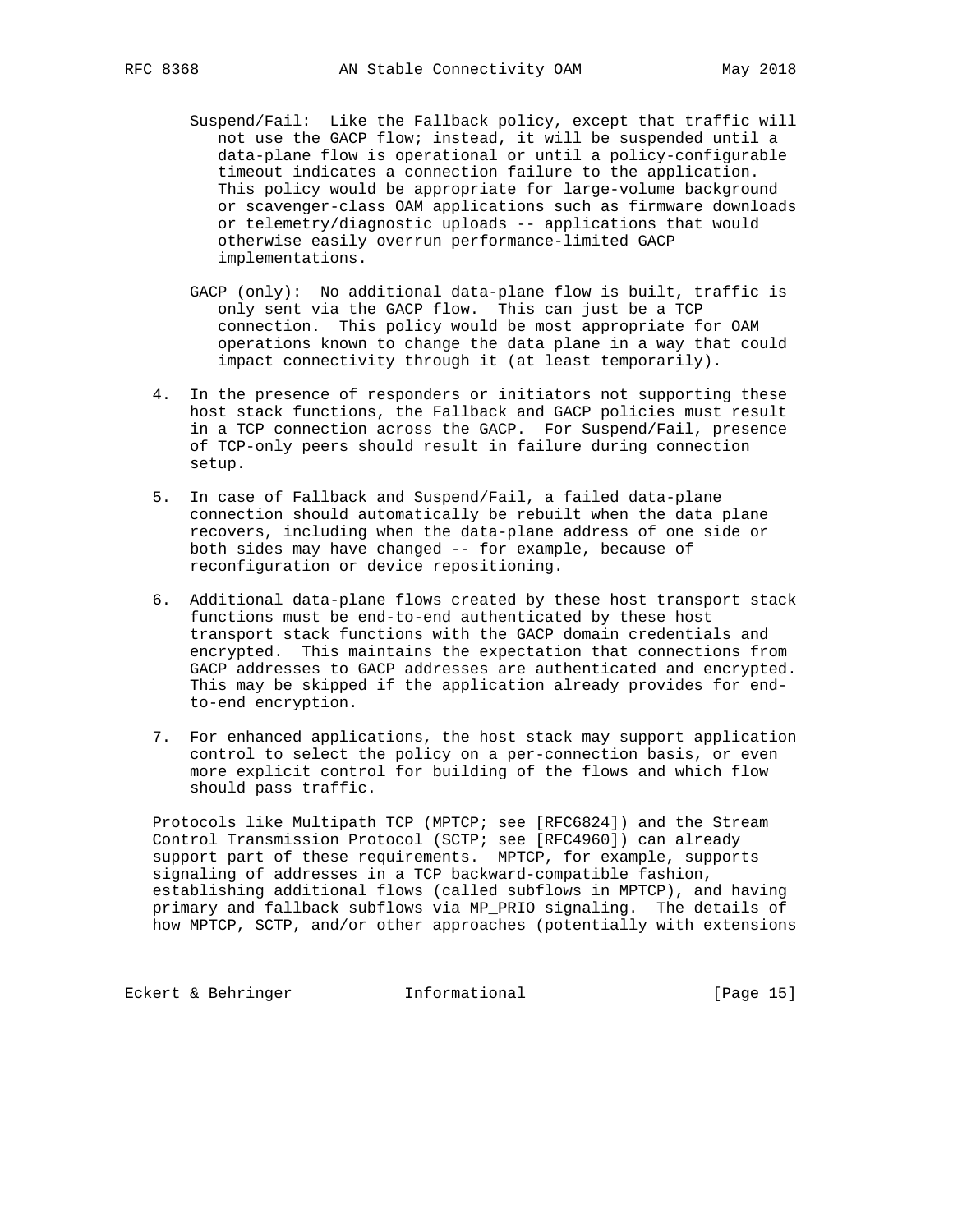Suspend/Fail: Like the Fallback policy, except that traffic will not use the GACP flow; instead, it will be suspended until a data-plane flow is operational or until a policy-configurable timeout indicates a connection failure to the application. This policy would be appropriate for large-volume background or scavenger-class OAM applications such as firmware downloads or telemetry/diagnostic uploads -- applications that would otherwise easily overrun performance-limited GACP implementations.

GACP (only): No additional data-plane flow is built, traffic is only sent via the GACP flow. This can just be a TCP connection. This policy would be most appropriate for OAM operations known to change the data plane in a way that could impact connectivity through it (at least temporarily).

4. In the presence of responders or initiators not supporting these host stack functions, the Fallback and GACP policies must result in a TCP connection across the GACP. For Suspend/Fail, presence of TCP-only peers should result in failure during connection setup.

5. In case of Fallback and Suspend/Fail, a failed data-plane connection should automatically be rebuilt when the data plane recovers, including when the data-plane address of one side or both sides may have changed -- for example, because of reconfiguration or device repositioning.

6. Additional data-plane flows created by these host transport stack functions must be end-to-end authenticated by these host transport stack functions with the GACP domain credentials and encrypted. This maintains the expectation that connections from GACP addresses to GACP addresses are authenticated and encrypted. This may be skipped if the application already provides for end-to-end encryption.

7. For enhanced applications, the host stack may support application control to select the policy on a per-connection basis, or even more explicit control for building of the flows and which flow should pass traffic.

Protocols like Multipath TCP (MPTCP; see [RFC6824]) and the Stream Control Transmission Protocol (SCTP; see [RFC4960]) can already support part of these requirements. MPTCP, for example, supports signaling of addresses in a TCP backward-compatible fashion, establishing additional flows (called subflows in MPTCP), and having primary and fallback subflows via MP_PRIO signaling. The details of how MPTCP, SCTP, and/or other approaches (potentially with extensions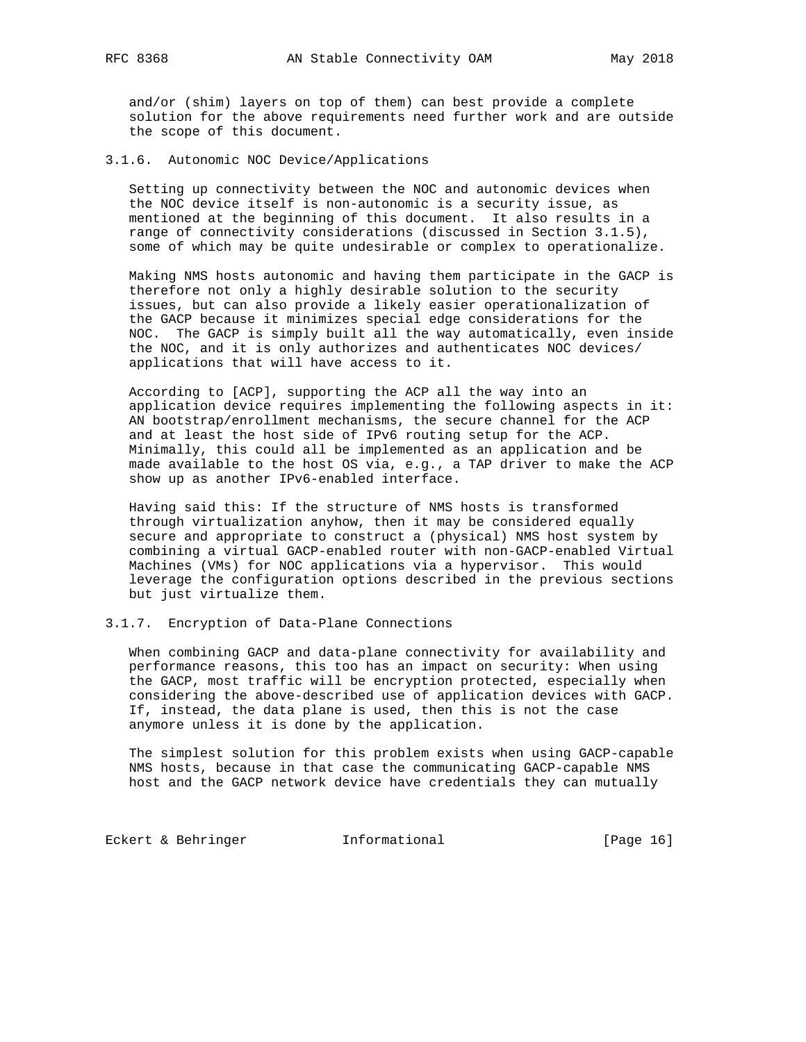and/or (shim) layers on top of them) can best provide a complete solution for the above requirements need further work and are outside the scope of this document.

### 3.1.6. Autonomic NOC Device/Applications

Setting up connectivity between the NOC and autonomic devices when the NOC device itself is non-autonomic is a security issue, as mentioned at the beginning of this document. It also results in a range of connectivity considerations (discussed in Section 3.1.5), some of which may be quite undesirable or complex to operationalize.

Making NMS hosts autonomic and having them participate in the GACP is therefore not only a highly desirable solution to the security issues, but can also provide a likely easier operationalization of the GACP because it minimizes special edge considerations for the NOC. The GACP is simply built all the way automatically, even inside the NOC, and it is only authorizes and authenticates NOC devices/ applications that will have access to it.

According to [ACP], supporting the ACP all the way into an application device requires implementing the following aspects in it: AN bootstrap/enrollment mechanisms, the secure channel for the ACP and at least the host side of IPv6 routing setup for the ACP. Minimally, this could all be implemented as an application and be made available to the host OS via, e.g., a TAP driver to make the ACP show up as another IPv6-enabled interface.

Having said this: If the structure of NMS hosts is transformed through virtualization anyhow, then it may be considered equally secure and appropriate to construct a (physical) NMS host system by combining a virtual GACP-enabled router with non-GACP-enabled Virtual Machines (VMs) for NOC applications via a hypervisor. This would leverage the configuration options described in the previous sections but just virtualize them.

### 3.1.7. Encryption of Data-Plane Connections

When combining GACP and data-plane connectivity for availability and performance reasons, this too has an impact on security: When using the GACP, most traffic will be encryption protected, especially when considering the above-described use of application devices with GACP. If, instead, the data plane is used, then this is not the case anymore unless it is done by the application.

The simplest solution for this problem exists when using GACP-capable NMS hosts, because in that case the communicating GACP-capable NMS host and the GACP network device have credentials they can mutually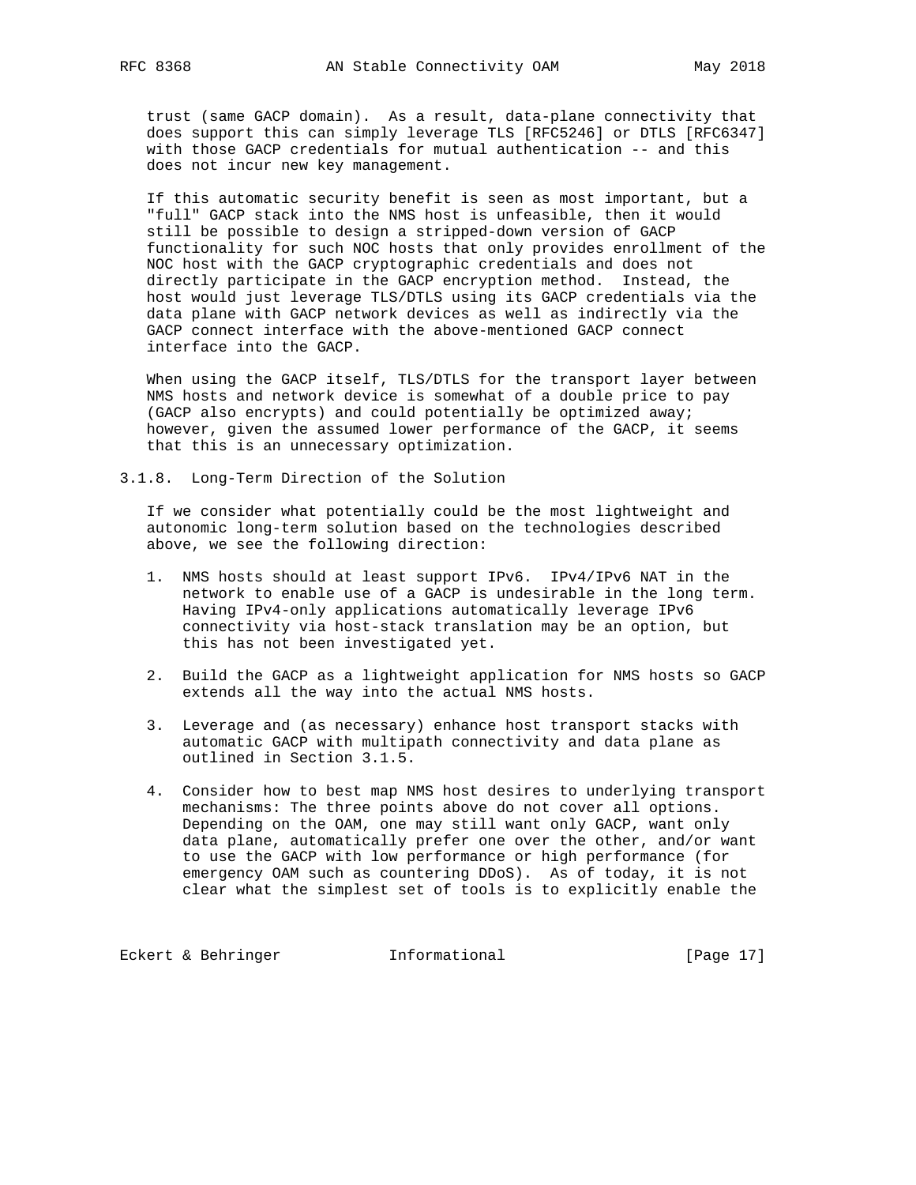trust (same GACP domain). As a result, data-plane connectivity that does support this can simply leverage TLS [RFC5246] or DTLS [RFC6347] with those GACP credentials for mutual authentication -- and this does not incur new key management.

If this automatic security benefit is seen as most important, but a "full" GACP stack into the NMS host is unfeasible, then it would still be possible to design a stripped-down version of GACP functionality for such NOC hosts that only provides enrollment of the NOC host with the GACP cryptographic credentials and does not directly participate in the GACP encryption method. Instead, the host would just leverage TLS/DTLS using its GACP credentials via the data plane with GACP network devices as well as indirectly via the GACP connect interface with the above-mentioned GACP connect interface into the GACP.

When using the GACP itself, TLS/DTLS for the transport layer between NMS hosts and network device is somewhat of a double price to pay (GACP also encrypts) and could potentially be optimized away; however, given the assumed lower performance of the GACP, it seems that this is an unnecessary optimization.

### 3.1.8. Long-Term Direction of the Solution

If we consider what potentially could be the most lightweight and autonomic long-term solution based on the technologies described above, we see the following direction:

1. NMS hosts should at least support IPv6. IPv4/IPv6 NAT in the network to enable use of a GACP is undesirable in the long term. Having IPv4-only applications automatically leverage IPv6 connectivity via host-stack translation may be an option, but this has not been investigated yet.

2. Build the GACP as a lightweight application for NMS hosts so GACP extends all the way into the actual NMS hosts.

3. Leverage and (as necessary) enhance host transport stacks with automatic GACP with multipath connectivity and data plane as outlined in Section 3.1.5.

4. Consider how to best map NMS host desires to underlying transport mechanisms: The three points above do not cover all options. Depending on the OAM, one may still want only GACP, want only data plane, automatically prefer one over the other, and/or want to use the GACP with low performance or high performance (for emergency OAM such as countering DDoS). As of today, it is not clear what the simplest set of tools is to explicitly enable the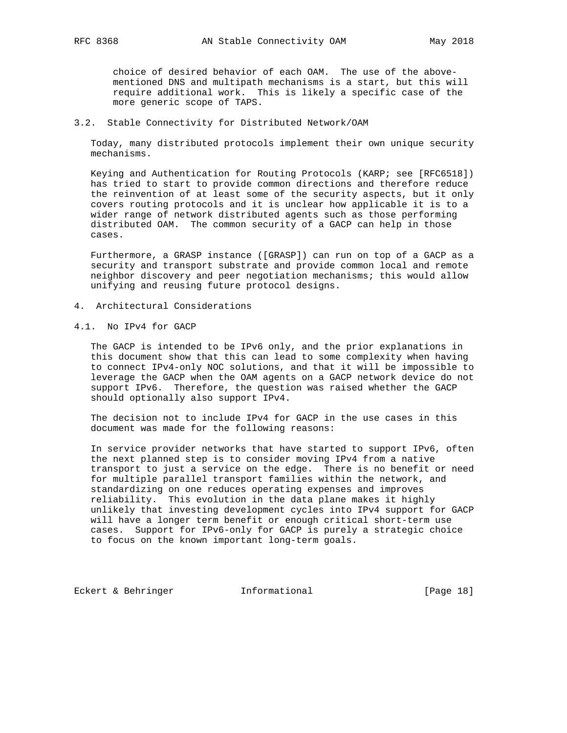choice of desired behavior of each OAM. The use of the above-mentioned DNS and multipath mechanisms is a start, but this will require additional work. This is likely a specific case of the more generic scope of TAPS.

### 3.2. Stable Connectivity for Distributed Network/OAM

Today, many distributed protocols implement their own unique security mechanisms.

Keying and Authentication for Routing Protocols (KARP; see [RFC6518]) has tried to start to provide common directions and therefore reduce the reinvention of at least some of the security aspects, but it only covers routing protocols and it is unclear how applicable it is to a wider range of network distributed agents such as those performing distributed OAM. The common security of a GACP can help in those cases.

Furthermore, a GRASP instance ([GRASP]) can run on top of a GACP as a security and transport substrate and provide common local and remote neighbor discovery and peer negotiation mechanisms; this would allow unifying and reusing future protocol designs.

## 4. Architectural Considerations

### 4.1. No IPv4 for GACP

The GACP is intended to be IPv6 only, and the prior explanations in this document show that this can lead to some complexity when having to connect IPv4-only NOC solutions, and that it will be impossible to leverage the GACP when the OAM agents on a GACP network device do not support IPv6. Therefore, the question was raised whether the GACP should optionally also support IPv4.

The decision not to include IPv4 for GACP in the use cases in this document was made for the following reasons:

In service provider networks that have started to support IPv6, often the next planned step is to consider moving IPv4 from a native transport to just a service on the edge. There is no benefit or need for multiple parallel transport families within the network, and standardizing on one reduces operating expenses and improves reliability. This evolution in the data plane makes it highly unlikely that investing development cycles into IPv4 support for GACP will have a longer term benefit or enough critical short-term use cases. Support for IPv6-only for GACP is purely a strategic choice to focus on the known important long-term goals.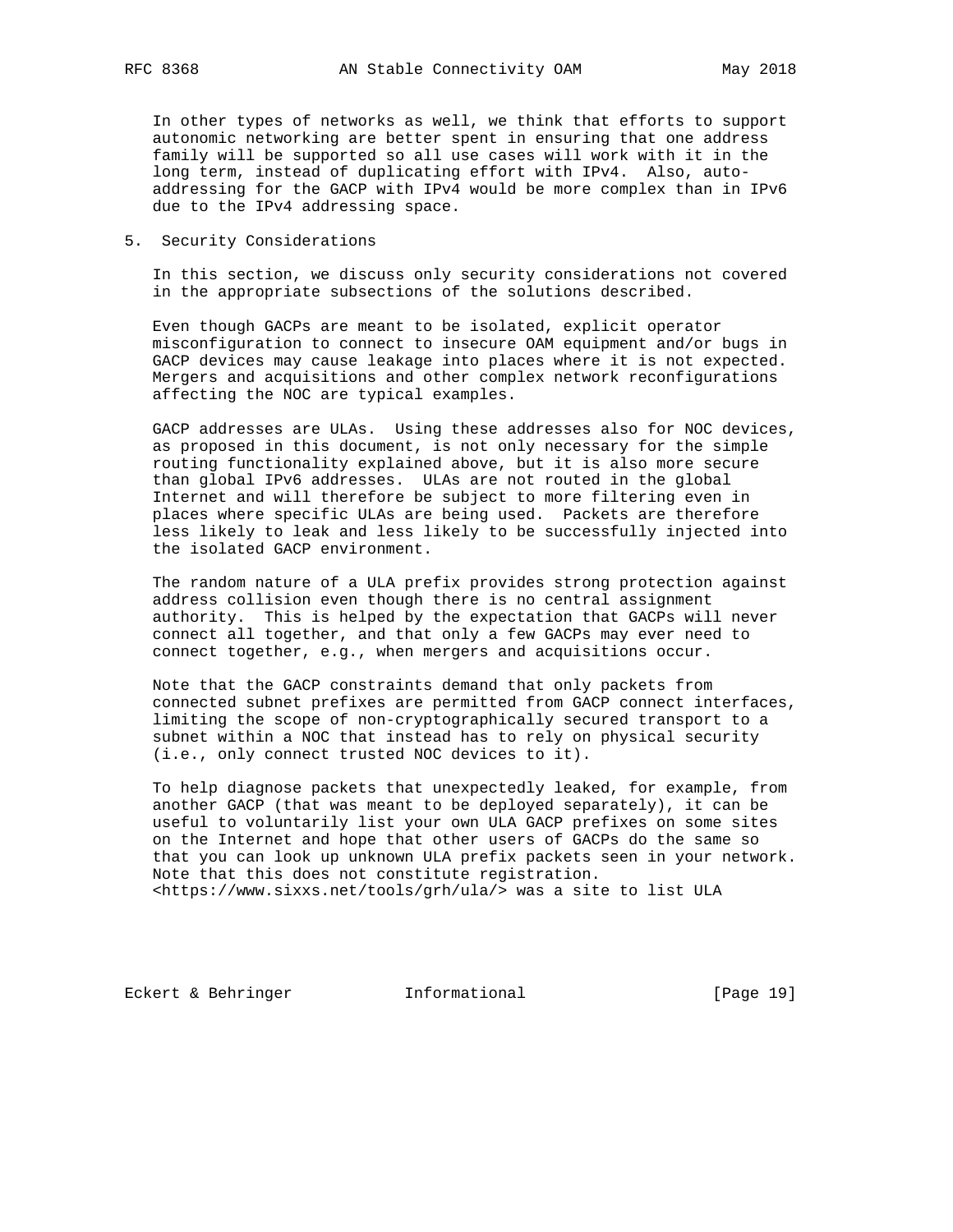In other types of networks as well, we think that efforts to support autonomic networking are better spent in ensuring that one address family will be supported so all use cases will work with it in the long term, instead of duplicating effort with IPv4. Also, auto-addressing for the GACP with IPv4 would be more complex than in IPv6 due to the IPv4 addressing space.

## 5. Security Considerations

In this section, we discuss only security considerations not covered in the appropriate subsections of the solutions described.

Even though GACPs are meant to be isolated, explicit operator misconfiguration to connect to insecure OAM equipment and/or bugs in GACP devices may cause leakage into places where it is not expected. Mergers and acquisitions and other complex network reconfigurations affecting the NOC are typical examples.

GACP addresses are ULAs. Using these addresses also for NOC devices, as proposed in this document, is not only necessary for the simple routing functionality explained above, but it is also more secure than global IPv6 addresses. ULAs are not routed in the global Internet and will therefore be subject to more filtering even in places where specific ULAs are being used. Packets are therefore less likely to leak and less likely to be successfully injected into the isolated GACP environment.

The random nature of a ULA prefix provides strong protection against address collision even though there is no central assignment authority. This is helped by the expectation that GACPs will never connect all together, and that only a few GACPs may ever need to connect together, e.g., when mergers and acquisitions occur.

Note that the GACP constraints demand that only packets from connected subnet prefixes are permitted from GACP connect interfaces, limiting the scope of non-cryptographically secured transport to a subnet within a NOC that instead has to rely on physical security (i.e., only connect trusted NOC devices to it).

To help diagnose packets that unexpectedly leaked, for example, from another GACP (that was meant to be deployed separately), it can be useful to voluntarily list your own ULA GACP prefixes on some sites on the Internet and hope that other users of GACPs do the same so that you can look up unknown ULA prefix packets seen in your network. Note that this does not constitute registration. <https://www.sixxs.net/tools/grh/ula/> was a site to list ULA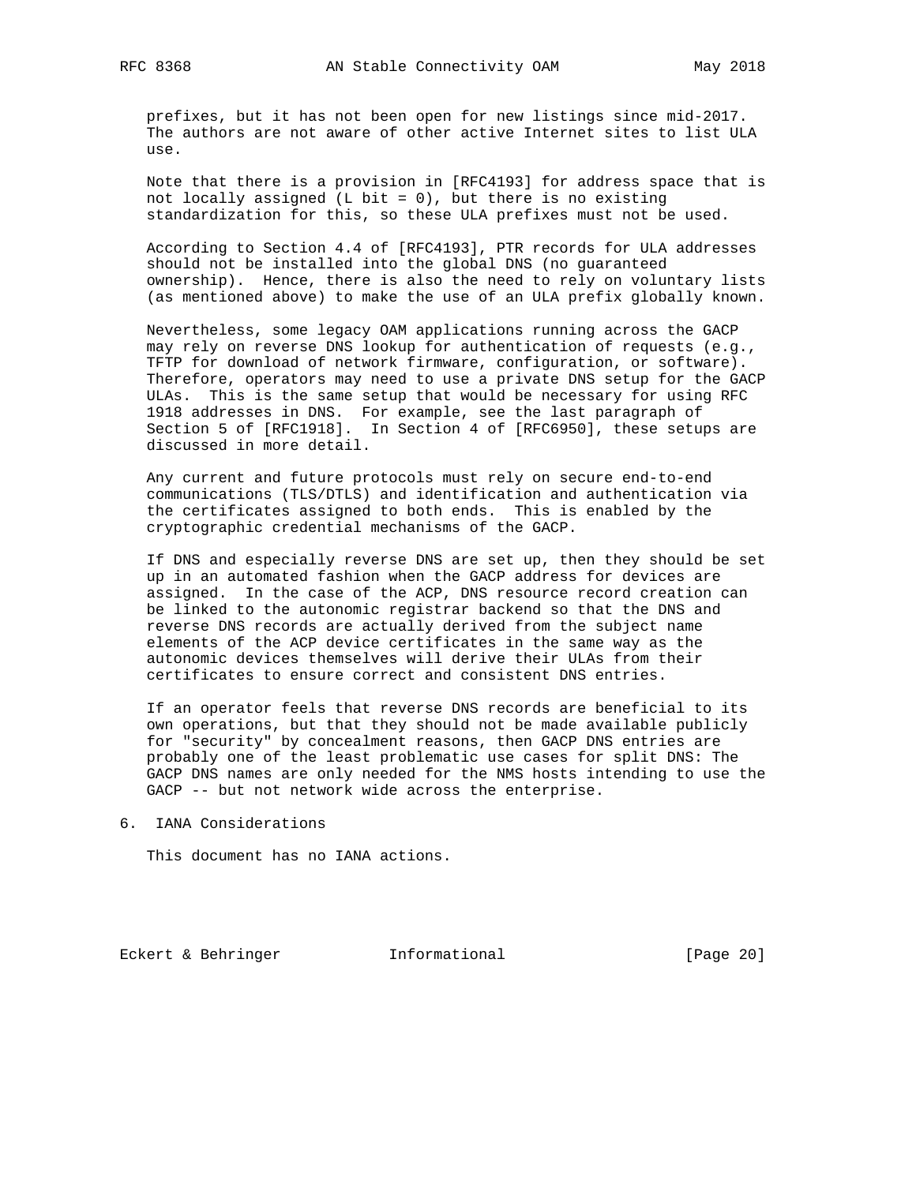prefixes, but it has not been open for new listings since mid-2017. The authors are not aware of other active Internet sites to list ULA use.

Note that there is a provision in [RFC4193] for address space that is not locally assigned (L bit = 0), but there is no existing standardization for this, so these ULA prefixes must not be used.

According to Section 4.4 of [RFC4193], PTR records for ULA addresses should not be installed into the global DNS (no guaranteed ownership). Hence, there is also the need to rely on voluntary lists (as mentioned above) to make the use of an ULA prefix globally known.

Nevertheless, some legacy OAM applications running across the GACP may rely on reverse DNS lookup for authentication of requests (e.g., TFTP for download of network firmware, configuration, or software). Therefore, operators may need to use a private DNS setup for the GACP ULAs. This is the same setup that would be necessary for using RFC 1918 addresses in DNS. For example, see the last paragraph of Section 5 of [RFC1918]. In Section 4 of [RFC6950], these setups are discussed in more detail.

Any current and future protocols must rely on secure end-to-end communications (TLS/DTLS) and identification and authentication via the certificates assigned to both ends. This is enabled by the cryptographic credential mechanisms of the GACP.

If DNS and especially reverse DNS are set up, then they should be set up in an automated fashion when the GACP address for devices are assigned. In the case of the ACP, DNS resource record creation can be linked to the autonomic registrar backend so that the DNS and reverse DNS records are actually derived from the subject name elements of the ACP device certificates in the same way as the autonomic devices themselves will derive their ULAs from their certificates to ensure correct and consistent DNS entries.

If an operator feels that reverse DNS records are beneficial to its own operations, but that they should not be made available publicly for "security" by concealment reasons, then GACP DNS entries are probably one of the least problematic use cases for split DNS: The GACP DNS names are only needed for the NMS hosts intending to use the GACP -- but not network wide across the enterprise.

## 6. IANA Considerations

This document has no IANA actions.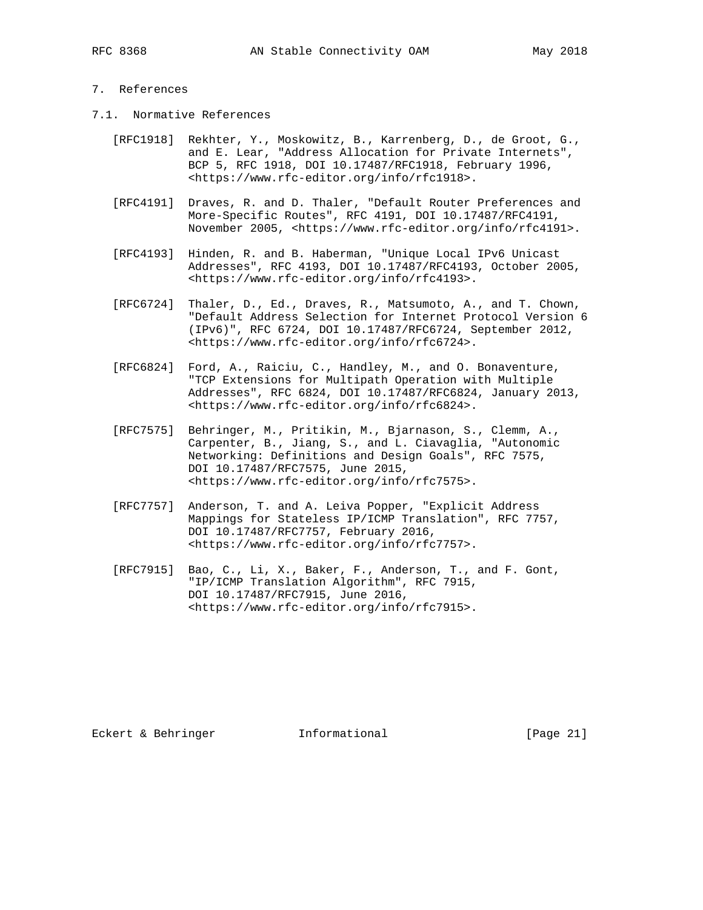# 7. References

## 7.1. Normative References

[RFC1918] Rekhter, Y., Moskowitz, B., Karrenberg, D., de Groot, G., and E. Lear, "Address Allocation for Private Internets", BCP 5, RFC 1918, DOI 10.17487/RFC1918, February 1996, <https://www.rfc-editor.org/info/rfc1918>.

[RFC4191] Draves, R. and D. Thaler, "Default Router Preferences and More-Specific Routes", RFC 4191, DOI 10.17487/RFC4191, November 2005, <https://www.rfc-editor.org/info/rfc4191>.

[RFC4193] Hinden, R. and B. Haberman, "Unique Local IPv6 Unicast Addresses", RFC 4193, DOI 10.17487/RFC4193, October 2005, <https://www.rfc-editor.org/info/rfc4193>.

[RFC6724] Thaler, D., Ed., Draves, R., Matsumoto, A., and T. Chown, "Default Address Selection for Internet Protocol Version 6 (IPv6)", RFC 6724, DOI 10.17487/RFC6724, September 2012, <https://www.rfc-editor.org/info/rfc6724>.

[RFC6824] Ford, A., Raiciu, C., Handley, M., and O. Bonaventure, "TCP Extensions for Multipath Operation with Multiple Addresses", RFC 6824, DOI 10.17487/RFC6824, January 2013, <https://www.rfc-editor.org/info/rfc6824>.

[RFC7575] Behringer, M., Pritikin, M., Bjarnason, S., Clemm, A., Carpenter, B., Jiang, S., and L. Ciavaglia, "Autonomic Networking: Definitions and Design Goals", RFC 7575, DOI 10.17487/RFC7575, June 2015, <https://www.rfc-editor.org/info/rfc7575>.

[RFC7757] Anderson, T. and A. Leiva Popper, "Explicit Address Mappings for Stateless IP/ICMP Translation", RFC 7757, DOI 10.17487/RFC7757, February 2016, <https://www.rfc-editor.org/info/rfc7757>.

[RFC7915] Bao, C., Li, X., Baker, F., Anderson, T., and F. Gont, "IP/ICMP Translation Algorithm", RFC 7915, DOI 10.17487/RFC7915, June 2016, <https://www.rfc-editor.org/info/rfc7915>.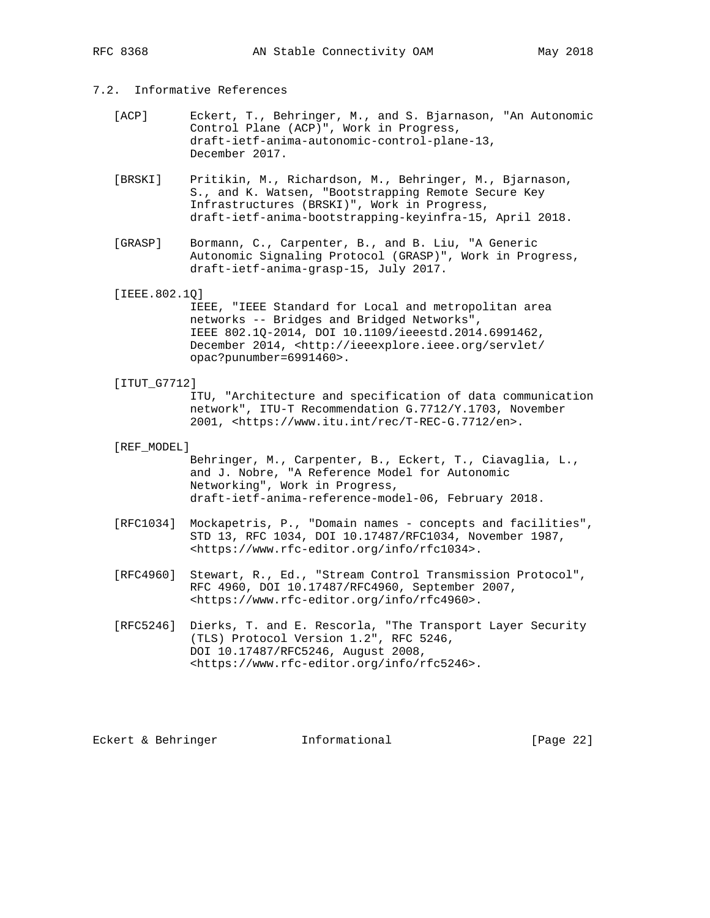## 7.2. Informative References

[ACP] Eckert, T., Behringer, M., and S. Bjarnason, "An Autonomic Control Plane (ACP)", Work in Progress, draft-ietf-anima-autonomic-control-plane-13, December 2017.

[BRSKI] Pritikin, M., Richardson, M., Behringer, M., Bjarnason, S., and K. Watsen, "Bootstrapping Remote Secure Key Infrastructures (BRSKI)", Work in Progress, draft-ietf-anima-bootstrapping-keyinfra-15, April 2018.

[GRASP] Bormann, C., Carpenter, B., and B. Liu, "A Generic Autonomic Signaling Protocol (GRASP)", Work in Progress, draft-ietf-anima-grasp-15, July 2017.

[IEEE.802.1Q] IEEE, "IEEE Standard for Local and metropolitan area networks -- Bridges and Bridged Networks", IEEE 802.1Q-2014, DOI 10.1109/ieeestd.2014.6991462, December 2014, <http://ieeexplore.ieee.org/servlet/opac?punumber=6991460>.

[ITUT_G7712] ITU, "Architecture and specification of data communication network", ITU-T Recommendation G.7712/Y.1703, November 2001, <https://www.itu.int/rec/T-REC-G.7712/en>.

[REF_MODEL] Behringer, M., Carpenter, B., Eckert, T., Ciavaglia, L., and J. Nobre, "A Reference Model for Autonomic Networking", Work in Progress, draft-ietf-anima-reference-model-06, February 2018.

[RFC1034] Mockapetris, P., "Domain names - concepts and facilities", STD 13, RFC 1034, DOI 10.17487/RFC1034, November 1987, <https://www.rfc-editor.org/info/rfc1034>.

[RFC4960] Stewart, R., Ed., "Stream Control Transmission Protocol", RFC 4960, DOI 10.17487/RFC4960, September 2007, <https://www.rfc-editor.org/info/rfc4960>.

[RFC5246] Dierks, T. and E. Rescorla, "The Transport Layer Security (TLS) Protocol Version 1.2", RFC 5246, DOI 10.17487/RFC5246, August 2008, <https://www.rfc-editor.org/info/rfc5246>.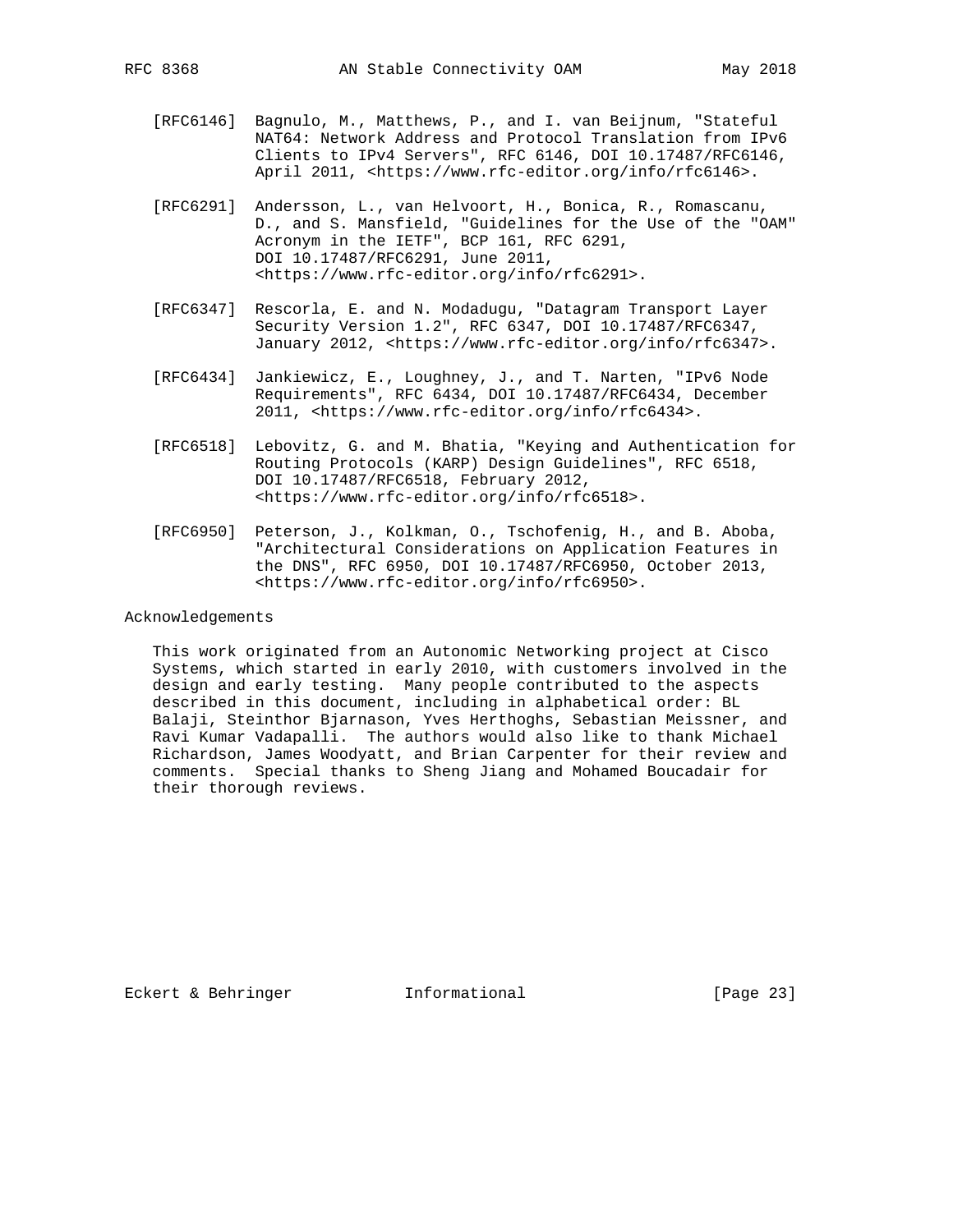[RFC6146] Bagnulo, M., Matthews, P., and I. van Beijnum, "Stateful NAT64: Network Address and Protocol Translation from IPv6 Clients to IPv4 Servers", RFC 6146, DOI 10.17487/RFC6146, April 2011, <https://www.rfc-editor.org/info/rfc6146>.

[RFC6291] Andersson, L., van Helvoort, H., Bonica, R., Romascanu, D., and S. Mansfield, "Guidelines for the Use of the "OAM" Acronym in the IETF", BCP 161, RFC 6291, DOI 10.17487/RFC6291, June 2011, <https://www.rfc-editor.org/info/rfc6291>.

[RFC6347] Rescorla, E. and N. Modadugu, "Datagram Transport Layer Security Version 1.2", RFC 6347, DOI 10.17487/RFC6347, January 2012, <https://www.rfc-editor.org/info/rfc6347>.

[RFC6434] Jankiewicz, E., Loughney, J., and T. Narten, "IPv6 Node Requirements", RFC 6434, DOI 10.17487/RFC6434, December 2011, <https://www.rfc-editor.org/info/rfc6434>.

[RFC6518] Lebovitz, G. and M. Bhatia, "Keying and Authentication for Routing Protocols (KARP) Design Guidelines", RFC 6518, DOI 10.17487/RFC6518, February 2012, <https://www.rfc-editor.org/info/rfc6518>.

[RFC6950] Peterson, J., Kolkman, O., Tschofenig, H., and B. Aboba, "Architectural Considerations on Application Features in the DNS", RFC 6950, DOI 10.17487/RFC6950, October 2013, <https://www.rfc-editor.org/info/rfc6950>.

## Acknowledgements

This work originated from an Autonomic Networking project at Cisco Systems, which started in early 2010, with customers involved in the design and early testing. Many people contributed to the aspects described in this document, including in alphabetical order: BL Balaji, Steinthor Bjarnason, Yves Herthoghs, Sebastian Meissner, and Ravi Kumar Vadapalli. The authors would also like to thank Michael Richardson, James Woodyatt, and Brian Carpenter for their review and comments. Special thanks to Sheng Jiang and Mohamed Boucadair for their thorough reviews.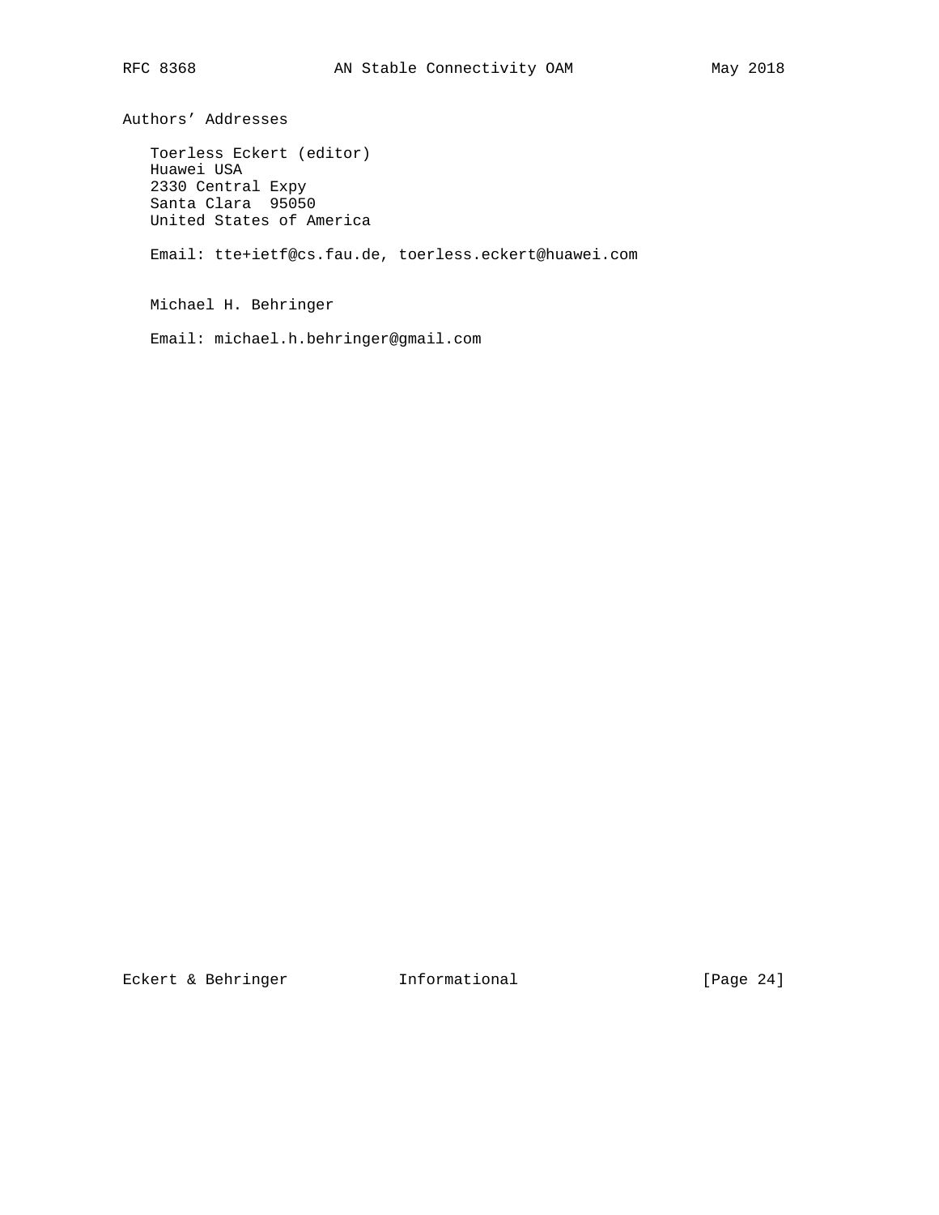## Authors' Addresses

Toerless Eckert (editor)
Huawei USA
2330 Central Expy
Santa Clara 95050
United States of America

Email: tte+ietf@cs.fau.de, toerless.eckert@huawei.com

Michael H. Behringer

Email: michael.h.behringer@gmail.com